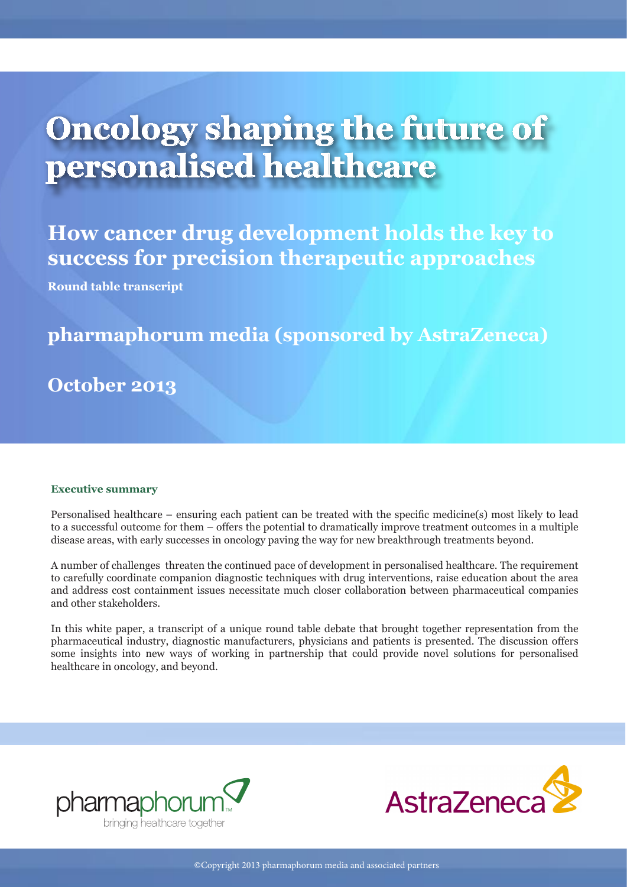# Oncology shaping the future of personalised healthcare

## How cancer drug development holds the key to success for precision therapeutic approaches

**Round table transcript**

## pharmaphorum media (sponsored by AstraZeneca)

## October 2013

**Executive summary**

Personalised healthcare – ensuring each patient can be treated with the specific medicine(s) most likely to lead to a successful outcome for them – offers the potential to dramatically improve treatment outcomes in a multiple disease areas, with early successes in oncology paving the way for new breakthrough treatments beyond.

A number of challenges threaten the continued pace of development in personalised healthcare. The requirement to carefully coordinate companion diagnostic techniques with drug interventions, raise education about the area and address cost containment issues necessitate much closer collaboration between pharmaceutical companies and other stakeholders.

In this white paper, a transcript of a unique round table debate that brought together representation from the pharmaceutical industry, diagnostic manufacturers, physicians and patients is presented. The discussion offers some insights into new ways of working in partnership that could provide novel solutions for personalised healthcare in oncology, and beyond.

pharmaphorum bringing healthcare together

AstraZeneca

©Copyright 2013 pharmaphorum media and associated partners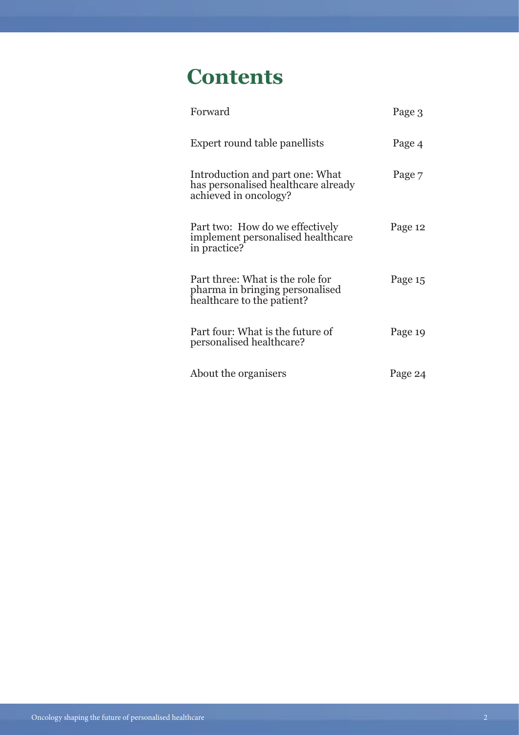# Contents

| | |
|---|---|
| Forward | Page 3 |
| Expert round table panellists | Page 4 |
| Introduction and part one: What has personalised healthcare already achieved in oncology? | Page 7 |
| Part two: How do we effectively implement personalised healthcare in practice? | Page 12 |
| Part three: What is the role for pharma in bringing personalised healthcare to the patient? | Page 15 |
| Part four: What is the future of personalised healthcare? | Page 19 |
| About the organisers | Page 24 |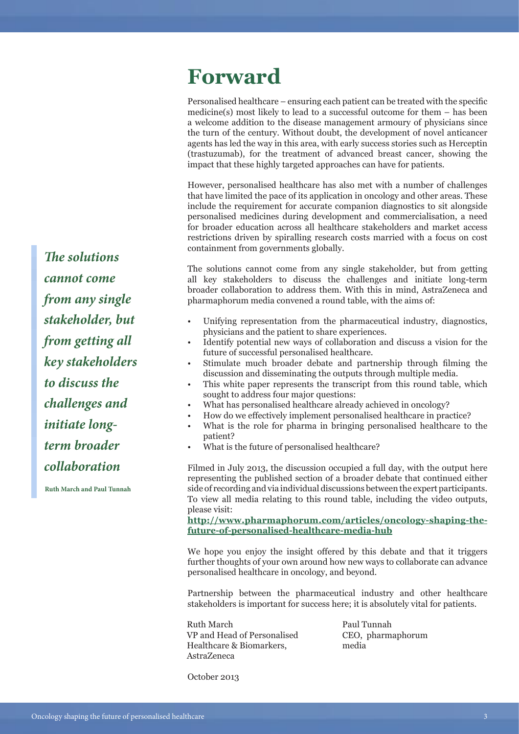# Forward

Personalised healthcare – ensuring each patient can be treated with the specific medicine(s) most likely to lead to a successful outcome for them – has been a welcome addition to the disease management armoury of physicians since the turn of the century. Without doubt, the development of novel anticancer agents has led the way in this area, with early success stories such as Herceptin (trastuzumab), for the treatment of advanced breast cancer, showing the impact that these highly targeted approaches can have for patients.

However, personalised healthcare has also met with a number of challenges that have limited the pace of its application in oncology and other areas. These include the requirement for accurate companion diagnostics to sit alongside personalised medicines during development and commercialisation, a need for broader education across all healthcare stakeholders and market access restrictions driven by spiralling research costs married with a focus on cost containment from governments globally.

> ***The solutions cannot come from any single stakeholder, but from getting all key stakeholders to discuss the challenges and initiate long-term broader collaboration***
>
> **Ruth March and Paul Tunnah**

The solutions cannot come from any single stakeholder, but from getting all key stakeholders to discuss the challenges and initiate long-term broader collaboration to address them. With this in mind, AstraZeneca and pharmaphorum media convened a round table, with the aims of:

- Unifying representation from the pharmaceutical industry, diagnostics, physicians and the patient to share experiences.
- Identify potential new ways of collaboration and discuss a vision for the future of successful personalised healthcare.
- Stimulate much broader debate and partnership through filming the discussion and disseminating the outputs through multiple media.
- This white paper represents the transcript from this round table, which sought to address four major questions:
- What has personalised healthcare already achieved in oncology?
- How do we effectively implement personalised healthcare in practice?
- What is the role for pharma in bringing personalised healthcare to the patient?
- What is the future of personalised healthcare?

Filmed in July 2013, the discussion occupied a full day, with the output here representing the published section of a broader debate that continued either side of recording and via individual discussions between the expert participants. To view all media relating to this round table, including the video outputs, please visit:

**http://www.pharmaphorum.com/articles/oncology-shaping-the-future-of-personalised-healthcare-media-hub**

We hope you enjoy the insight offered by this debate and that it triggers further thoughts of your own around how new ways to collaborate can advance personalised healthcare in oncology, and beyond.

Partnership between the pharmaceutical industry and other healthcare stakeholders is important for success here; it is absolutely vital for patients.

Ruth March
VP and Head of Personalised Healthcare & Biomarkers, AstraZeneca

Paul Tunnah
CEO, pharmaphorum media

October 2013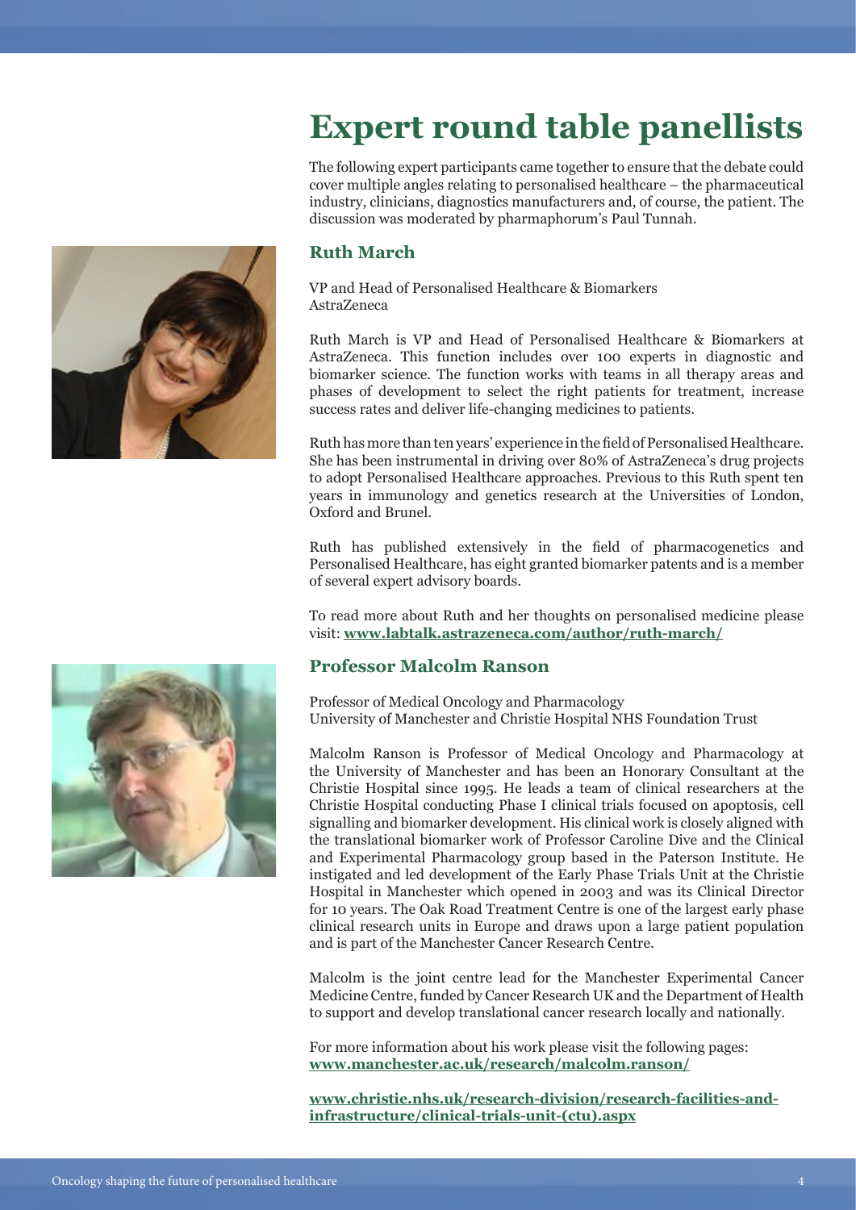# Expert round table panellists

The following expert participants came together to ensure that the debate could cover multiple angles relating to personalised healthcare – the pharmaceutical industry, clinicians, diagnostics manufacturers and, of course, the patient. The discussion was moderated by pharmaphorum's Paul Tunnah.

## Ruth March

VP and Head of Personalised Healthcare & Biomarkers
AstraZeneca

Ruth March is VP and Head of Personalised Healthcare & Biomarkers at AstraZeneca. This function includes over 100 experts in diagnostic and biomarker science. The function works with teams in all therapy areas and phases of development to select the right patients for treatment, increase success rates and deliver life-changing medicines to patients.

Ruth has more than ten years' experience in the field of Personalised Healthcare. She has been instrumental in driving over 80% of AstraZeneca's drug projects to adopt Personalised Healthcare approaches. Previous to this Ruth spent ten years in immunology and genetics research at the Universities of London, Oxford and Brunel.

Ruth has published extensively in the field of pharmacogenetics and Personalised Healthcare, has eight granted biomarker patents and is a member of several expert advisory boards.

To read more about Ruth and her thoughts on personalised medicine please visit: **www.labtalk.astrazeneca.com/author/ruth-march/**

## Professor Malcolm Ranson

Professor of Medical Oncology and Pharmacology
University of Manchester and Christie Hospital NHS Foundation Trust

Malcolm Ranson is Professor of Medical Oncology and Pharmacology at the University of Manchester and has been an Honorary Consultant at the Christie Hospital since 1995. He leads a team of clinical researchers at the Christie Hospital conducting Phase I clinical trials focused on apoptosis, cell signalling and biomarker development. His clinical work is closely aligned with the translational biomarker work of Professor Caroline Dive and the Clinical and Experimental Pharmacology group based in the Paterson Institute. He instigated and led development of the Early Phase Trials Unit at the Christie Hospital in Manchester which opened in 2003 and was its Clinical Director for 10 years. The Oak Road Treatment Centre is one of the largest early phase clinical research units in Europe and draws upon a large patient population and is part of the Manchester Cancer Research Centre.

Malcolm is the joint centre lead for the Manchester Experimental Cancer Medicine Centre, funded by Cancer Research UK and the Department of Health to support and develop translational cancer research locally and nationally.

For more information about his work please visit the following pages:
**www.manchester.ac.uk/research/malcolm.ranson/**

**www.christie.nhs.uk/research-division/research-facilities-and-infrastructure/clinical-trials-unit-(ctu).aspx**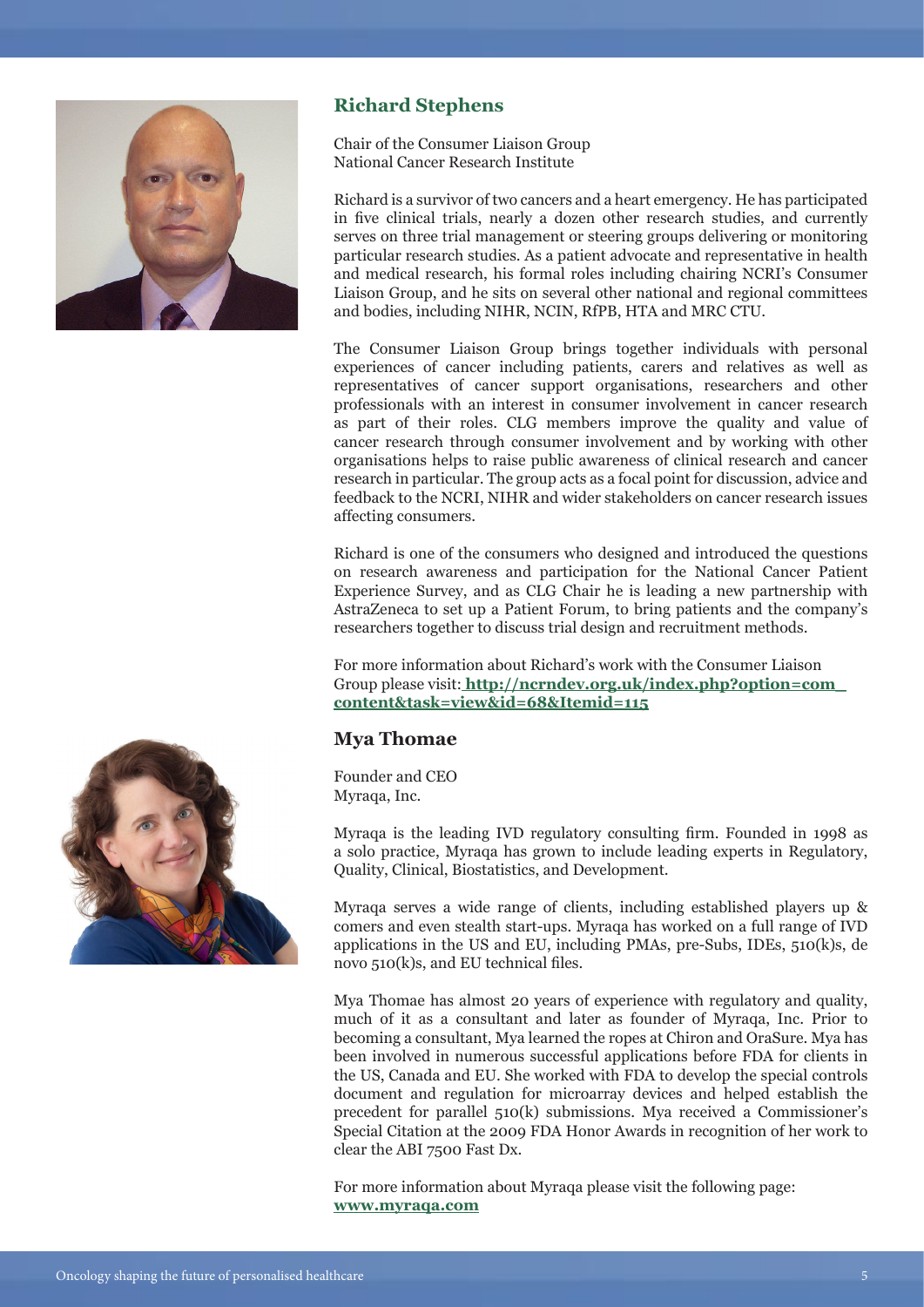## Richard Stephens

Chair of the Consumer Liaison Group
National Cancer Research Institute

Richard is a survivor of two cancers and a heart emergency. He has participated in five clinical trials, nearly a dozen other research studies, and currently serves on three trial management or steering groups delivering or monitoring particular research studies. As a patient advocate and representative in health and medical research, his formal roles including chairing NCRI's Consumer Liaison Group, and he sits on several other national and regional committees and bodies, including NIHR, NCIN, RfPB, HTA and MRC CTU.

The Consumer Liaison Group brings together individuals with personal experiences of cancer including patients, carers and relatives as well as representatives of cancer support organisations, researchers and other professionals with an interest in consumer involvement in cancer research as part of their roles. CLG members improve the quality and value of cancer research through consumer involvement and by working with other organisations helps to raise public awareness of clinical research and cancer research in particular. The group acts as a focal point for discussion, advice and feedback to the NCRI, NIHR and wider stakeholders on cancer research issues affecting consumers.

Richard is one of the consumers who designed and introduced the questions on research awareness and participation for the National Cancer Patient Experience Survey, and as CLG Chair he is leading a new partnership with AstraZeneca to set up a Patient Forum, to bring patients and the company's researchers together to discuss trial design and recruitment methods.

For more information about Richard's work with the Consumer Liaison Group please visit: **http://ncrndev.org.uk/index.php?option=com_content&task=view&id=68&Itemid=115**

## Mya Thomae

Founder and CEO
Myraqa, Inc.

Myraqa is the leading IVD regulatory consulting firm. Founded in 1998 as a solo practice, Myraqa has grown to include leading experts in Regulatory, Quality, Clinical, Biostatistics, and Development.

Myraqa serves a wide range of clients, including established players up & comers and even stealth start-ups. Myraqa has worked on a full range of IVD applications in the US and EU, including PMAs, pre-Subs, IDEs, 510(k)s, de novo 510(k)s, and EU technical files.

Mya Thomae has almost 20 years of experience with regulatory and quality, much of it as a consultant and later as founder of Myraqa, Inc. Prior to becoming a consultant, Mya learned the ropes at Chiron and OraSure. Mya has been involved in numerous successful applications before FDA for clients in the US, Canada and EU. She worked with FDA to develop the special controls document and regulation for microarray devices and helped establish the precedent for parallel 510(k) submissions. Mya received a Commissioner's Special Citation at the 2009 FDA Honor Awards in recognition of her work to clear the ABI 7500 Fast Dx.

For more information about Myraqa please visit the following page: **www.myraqa.com**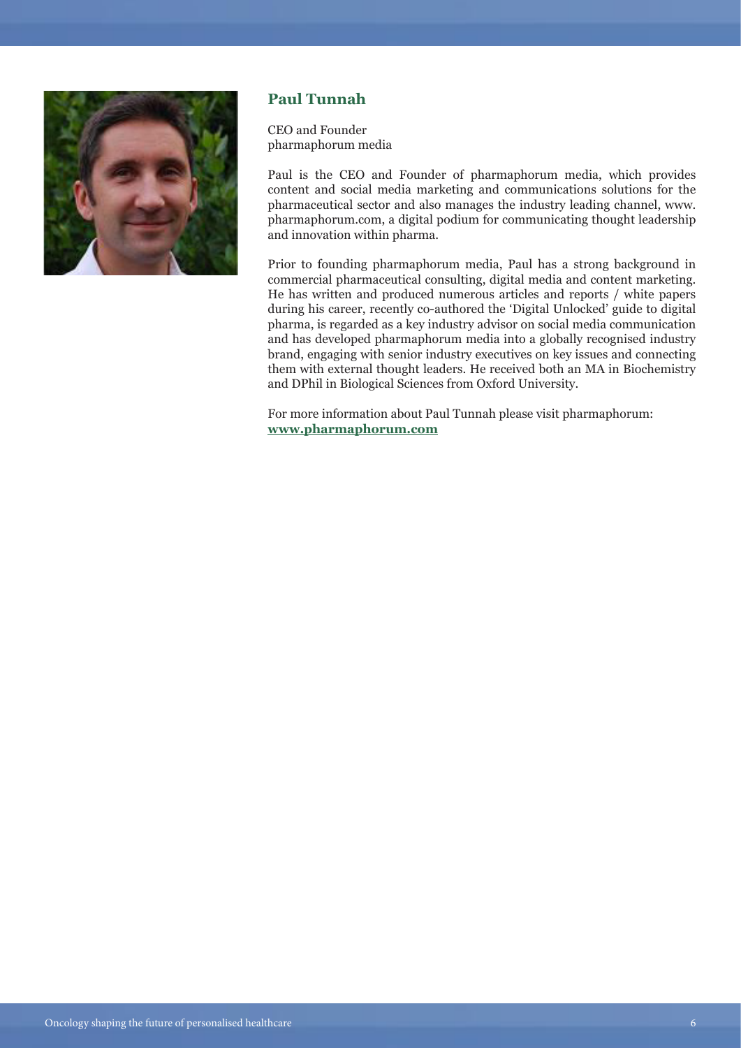## Paul Tunnah

CEO and Founder
pharmaphorum media

Paul is the CEO and Founder of pharmaphorum media, which provides content and social media marketing and communications solutions for the pharmaceutical sector and also manages the industry leading channel, www.pharmaphorum.com, a digital podium for communicating thought leadership and innovation within pharma.

Prior to founding pharmaphorum media, Paul has a strong background in commercial pharmaceutical consulting, digital media and content marketing. He has written and produced numerous articles and reports / white papers during his career, recently co-authored the 'Digital Unlocked' guide to digital pharma, is regarded as a key industry advisor on social media communication and has developed pharmaphorum media into a globally recognised industry brand, engaging with senior industry executives on key issues and connecting them with external thought leaders. He received both an MA in Biochemistry and DPhil in Biological Sciences from Oxford University.

For more information about Paul Tunnah please visit pharmaphorum:
**www.pharmaphorum.com**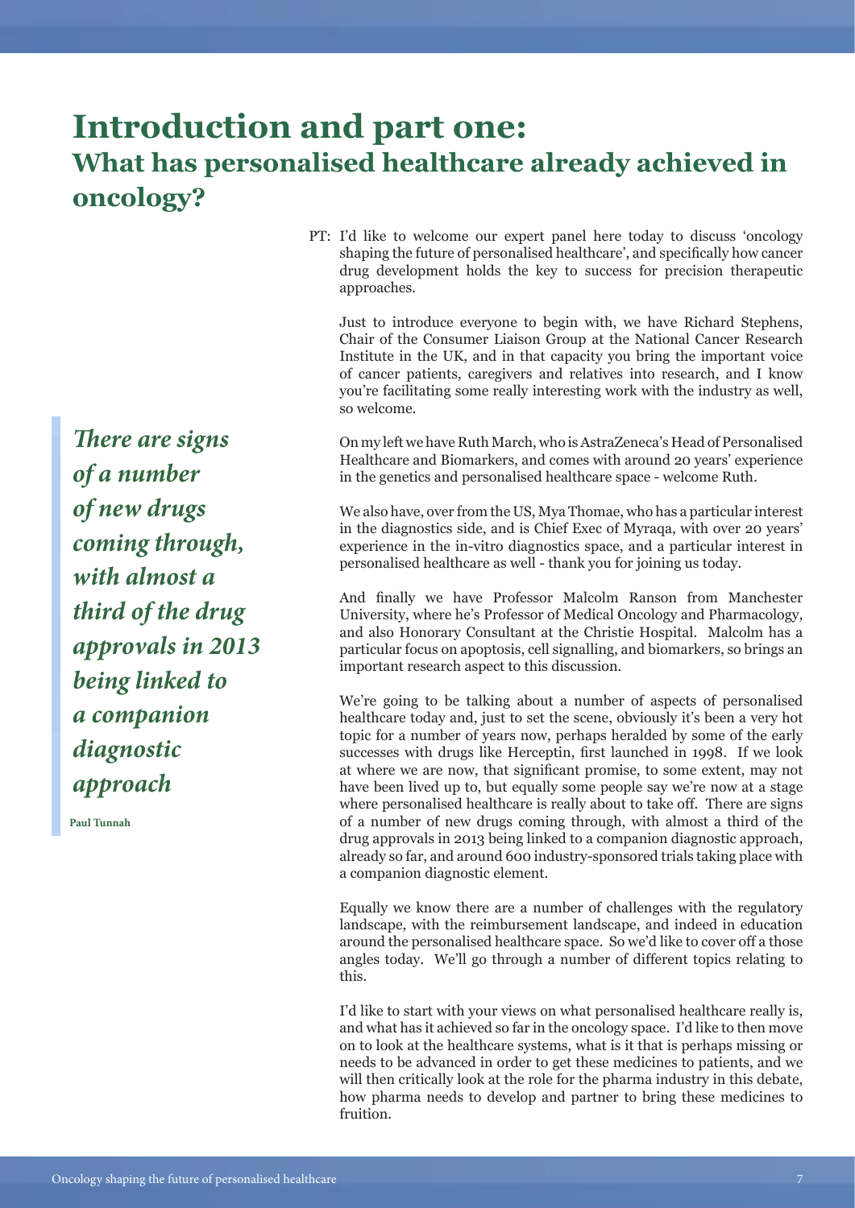# Introduction and part one:
## What has personalised healthcare already achieved in oncology?

> *There are signs of a number of new drugs coming through, with almost a third of the drug approvals in 2013 being linked to a companion diagnostic approach*
>
> **Paul Tunnah**

PT: I'd like to welcome our expert panel here today to discuss 'oncology shaping the future of personalised healthcare', and specifically how cancer drug development holds the key to success for precision therapeutic approaches.

Just to introduce everyone to begin with, we have Richard Stephens, Chair of the Consumer Liaison Group at the National Cancer Research Institute in the UK, and in that capacity you bring the important voice of cancer patients, caregivers and relatives into research, and I know you're facilitating some really interesting work with the industry as well, so welcome.

On my left we have Ruth March, who is AstraZeneca's Head of Personalised Healthcare and Biomarkers, and comes with around 20 years' experience in the genetics and personalised healthcare space - welcome Ruth.

We also have, over from the US, Mya Thomae, who has a particular interest in the diagnostics side, and is Chief Exec of Myraqa, with over 20 years' experience in the in-vitro diagnostics space, and a particular interest in personalised healthcare as well - thank you for joining us today.

And finally we have Professor Malcolm Ranson from Manchester University, where he's Professor of Medical Oncology and Pharmacology, and also Honorary Consultant at the Christie Hospital. Malcolm has a particular focus on apoptosis, cell signalling, and biomarkers, so brings an important research aspect to this discussion.

We're going to be talking about a number of aspects of personalised healthcare today and, just to set the scene, obviously it's been a very hot topic for a number of years now, perhaps heralded by some of the early successes with drugs like Herceptin, first launched in 1998. If we look at where we are now, that significant promise, to some extent, may not have been lived up to, but equally some people say we're now at a stage where personalised healthcare is really about to take off. There are signs of a number of new drugs coming through, with almost a third of the drug approvals in 2013 being linked to a companion diagnostic approach, already so far, and around 600 industry-sponsored trials taking place with a companion diagnostic element.

Equally we know there are a number of challenges with the regulatory landscape, with the reimbursement landscape, and indeed in education around the personalised healthcare space. So we'd like to cover off a those angles today. We'll go through a number of different topics relating to this.

I'd like to start with your views on what personalised healthcare really is, and what has it achieved so far in the oncology space. I'd like to then move on to look at the healthcare systems, what is it that is perhaps missing or needs to be advanced in order to get these medicines to patients, and we will then critically look at the role for the pharma industry in this debate, how pharma needs to develop and partner to bring these medicines to fruition.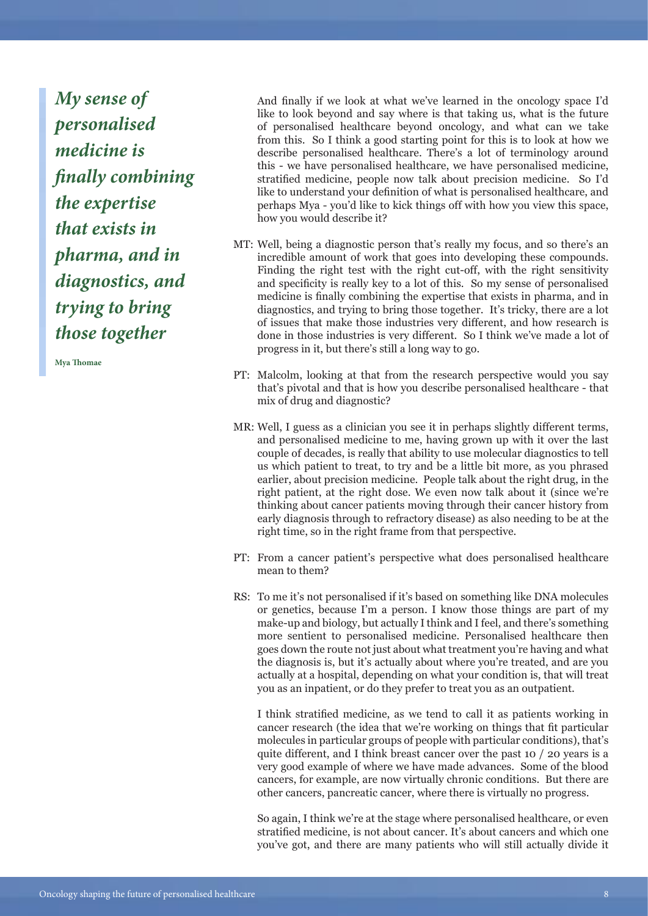> ***My sense of personalised medicine is finally combining the expertise that exists in pharma, and in diagnostics, and trying to bring those together***
>
> **Mya Thomae**

And finally if we look at what we've learned in the oncology space I'd like to look beyond and say where is that taking us, what is the future of personalised healthcare beyond oncology, and what can we take from this. So I think a good starting point for this is to look at how we describe personalised healthcare. There's a lot of terminology around this - we have personalised healthcare, we have personalised medicine, stratified medicine, people now talk about precision medicine. So I'd like to understand your definition of what is personalised healthcare, and perhaps Mya - you'd like to kick things off with how you view this space, how you would describe it?

MT: Well, being a diagnostic person that's really my focus, and so there's an incredible amount of work that goes into developing these compounds. Finding the right test with the right cut-off, with the right sensitivity and specificity is really key to a lot of this. So my sense of personalised medicine is finally combining the expertise that exists in pharma, and in diagnostics, and trying to bring those together. It's tricky, there are a lot of issues that make those industries very different, and how research is done in those industries is very different. So I think we've made a lot of progress in it, but there's still a long way to go.

PT: Malcolm, looking at that from the research perspective would you say that's pivotal and that is how you describe personalised healthcare - that mix of drug and diagnostic?

MR: Well, I guess as a clinician you see it in perhaps slightly different terms, and personalised medicine to me, having grown up with it over the last couple of decades, is really that ability to use molecular diagnostics to tell us which patient to treat, to try and be a little bit more, as you phrased earlier, about precision medicine. People talk about the right drug, in the right patient, at the right dose. We even now talk about it (since we're thinking about cancer patients moving through their cancer history from early diagnosis through to refractory disease) as also needing to be at the right time, so in the right frame from that perspective.

PT: From a cancer patient's perspective what does personalised healthcare mean to them?

RS: To me it's not personalised if it's based on something like DNA molecules or genetics, because I'm a person. I know those things are part of my make-up and biology, but actually I think and I feel, and there's something more sentient to personalised medicine. Personalised healthcare then goes down the route not just about what treatment you're having and what the diagnosis is, but it's actually about where you're treated, and are you actually at a hospital, depending on what your condition is, that will treat you as an inpatient, or do they prefer to treat you as an outpatient.

I think stratified medicine, as we tend to call it as patients working in cancer research (the idea that we're working on things that fit particular molecules in particular groups of people with particular conditions), that's quite different, and I think breast cancer over the past 10 / 20 years is a very good example of where we have made advances. Some of the blood cancers, for example, are now virtually chronic conditions. But there are other cancers, pancreatic cancer, where there is virtually no progress.

So again, I think we're at the stage where personalised healthcare, or even stratified medicine, is not about cancer. It's about cancers and which one you've got, and there are many patients who will still actually divide it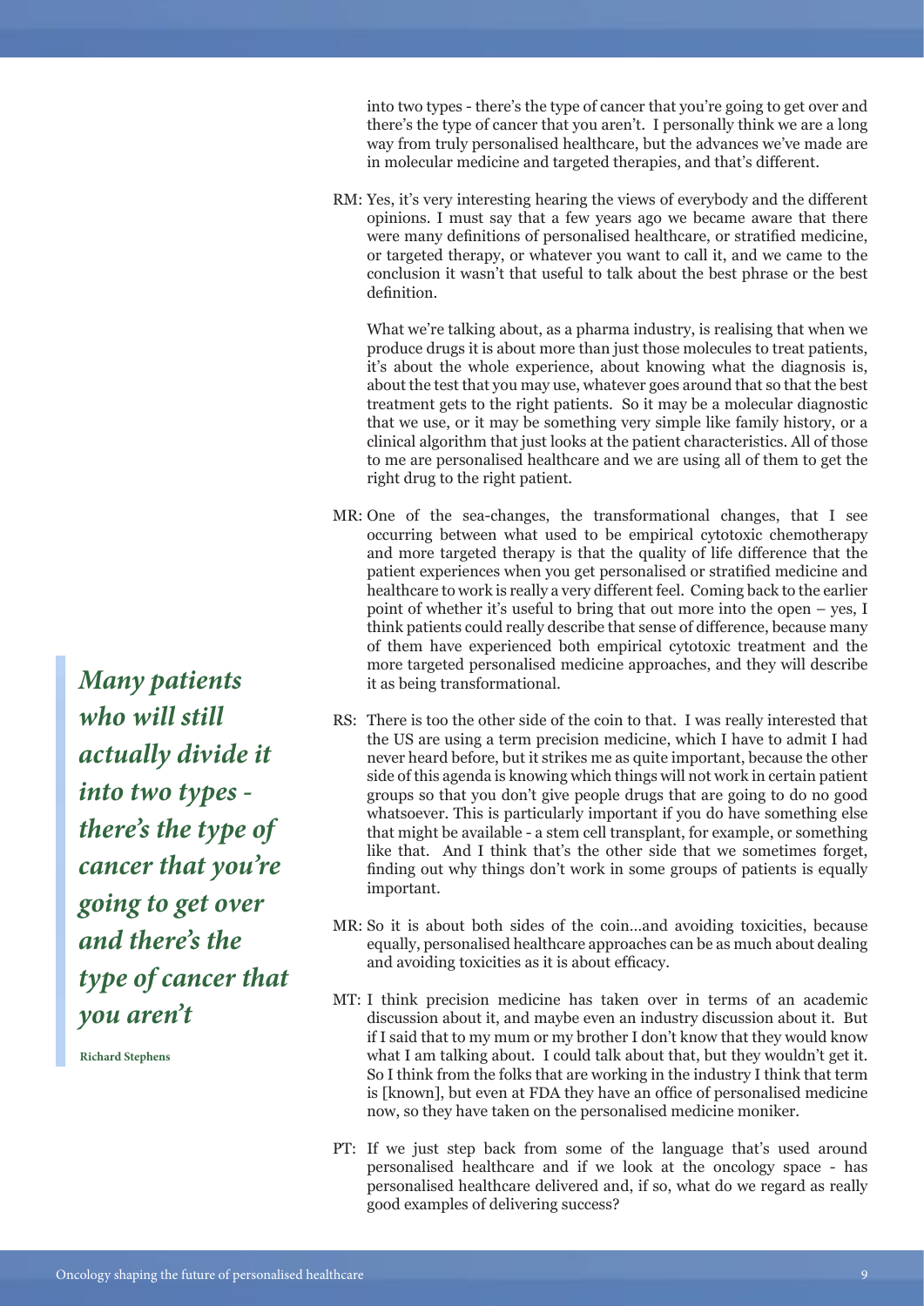into two types - there's the type of cancer that you're going to get over and there's the type of cancer that you aren't. I personally think we are a long way from truly personalised healthcare, but the advances we've made are in molecular medicine and targeted therapies, and that's different.

RM: Yes, it's very interesting hearing the views of everybody and the different opinions. I must say that a few years ago we became aware that there were many definitions of personalised healthcare, or stratified medicine, or targeted therapy, or whatever you want to call it, and we came to the conclusion it wasn't that useful to talk about the best phrase or the best definition.

What we're talking about, as a pharma industry, is realising that when we produce drugs it is about more than just those molecules to treat patients, it's about the whole experience, about knowing what the diagnosis is, about the test that you may use, whatever goes around that so that the best treatment gets to the right patients. So it may be a molecular diagnostic that we use, or it may be something very simple like family history, or a clinical algorithm that just looks at the patient characteristics. All of those to me are personalised healthcare and we are using all of them to get the right drug to the right patient.

MR: One of the sea-changes, the transformational changes, that I see occurring between what used to be empirical cytotoxic chemotherapy and more targeted therapy is that the quality of life difference that the patient experiences when you get personalised or stratified medicine and healthcare to work is really a very different feel. Coming back to the earlier point of whether it's useful to bring that out more into the open – yes, I think patients could really describe that sense of difference, because many of them have experienced both empirical cytotoxic treatment and the more targeted personalised medicine approaches, and they will describe it as being transformational.

> ***Many patients who will still actually divide it into two types - there's the type of cancer that you're going to get over and there's the type of cancer that you aren't***
>
> **Richard Stephens**

RS: There is too the other side of the coin to that. I was really interested that the US are using a term precision medicine, which I have to admit I had never heard before, but it strikes me as quite important, because the other side of this agenda is knowing which things will not work in certain patient groups so that you don't give people drugs that are going to do no good whatsoever. This is particularly important if you do have something else that might be available - a stem cell transplant, for example, or something like that. And I think that's the other side that we sometimes forget, finding out why things don't work in some groups of patients is equally important.

MR: So it is about both sides of the coin...and avoiding toxicities, because equally, personalised healthcare approaches can be as much about dealing and avoiding toxicities as it is about efficacy.

MT: I think precision medicine has taken over in terms of an academic discussion about it, and maybe even an industry discussion about it. But if I said that to my mum or my brother I don't know that they would know what I am talking about. I could talk about that, but they wouldn't get it. So I think from the folks that are working in the industry I think that term is [known], but even at FDA they have an office of personalised medicine now, so they have taken on the personalised medicine moniker.

PT: If we just step back from some of the language that's used around personalised healthcare and if we look at the oncology space - has personalised healthcare delivered and, if so, what do we regard as really good examples of delivering success?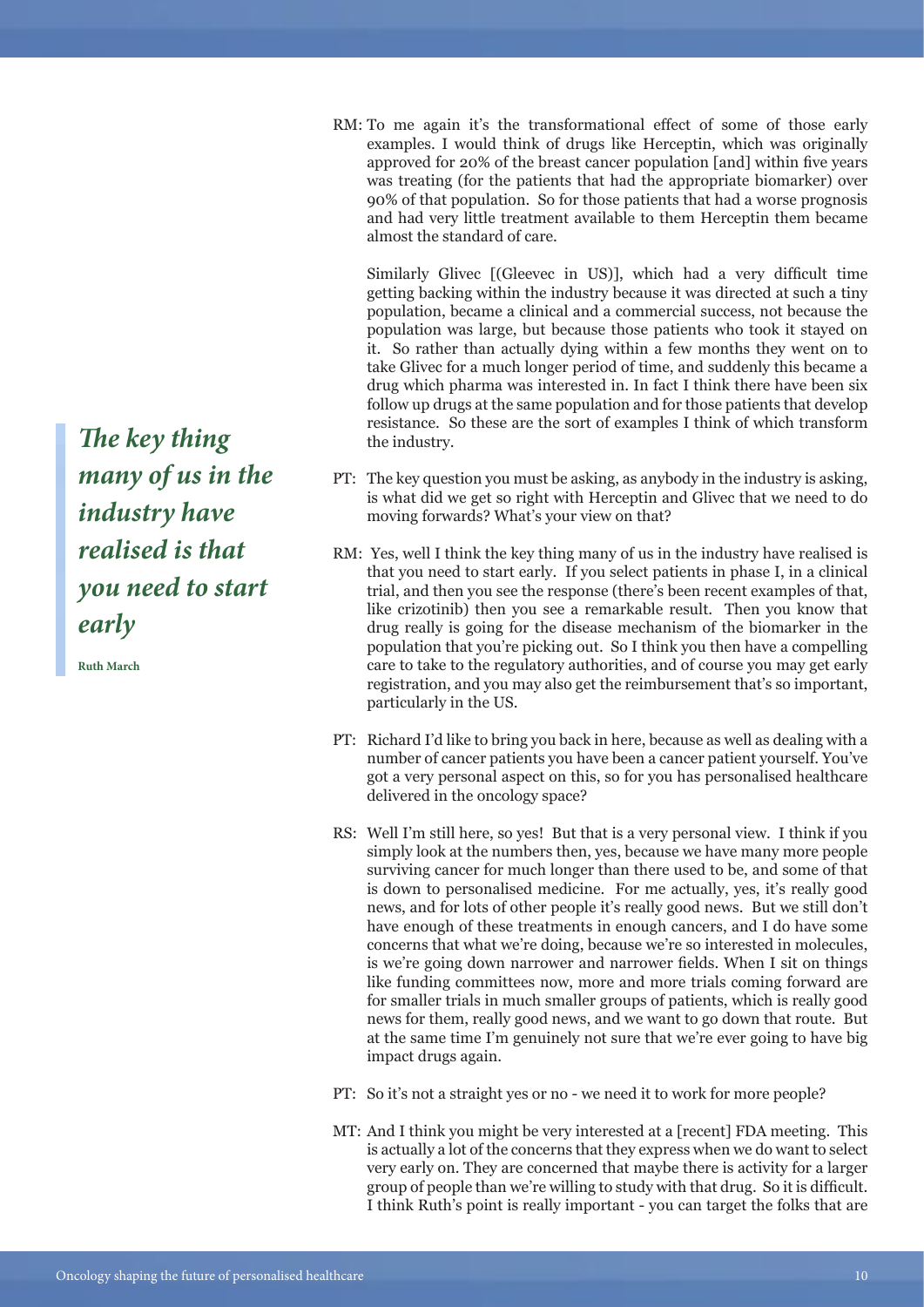RM: To me again it's the transformational effect of some of those early examples. I would think of drugs like Herceptin, which was originally approved for 20% of the breast cancer population [and] within five years was treating (for the patients that had the appropriate biomarker) over 90% of that population. So for those patients that had a worse prognosis and had very little treatment available to them Herceptin them became almost the standard of care.

Similarly Glivec [(Gleevec in US)], which had a very difficult time getting backing within the industry because it was directed at such a tiny population, became a clinical and a commercial success, not because the population was large, but because those patients who took it stayed on it. So rather than actually dying within a few months they went on to take Glivec for a much longer period of time, and suddenly this became a drug which pharma was interested in. In fact I think there have been six follow up drugs at the same population and for those patients that develop resistance. So these are the sort of examples I think of which transform the industry.

> ***The key thing many of us in the industry have realised is that you need to start early***
>
> **Ruth March**

PT: The key question you must be asking, as anybody in the industry is asking, is what did we get so right with Herceptin and Glivec that we need to do moving forwards? What's your view on that?

RM: Yes, well I think the key thing many of us in the industry have realised is that you need to start early. If you select patients in phase I, in a clinical trial, and then you see the response (there's been recent examples of that, like crizotinib) then you see a remarkable result. Then you know that drug really is going for the disease mechanism of the biomarker in the population that you're picking out. So I think you then have a compelling care to take to the regulatory authorities, and of course you may get early registration, and you may also get the reimbursement that's so important, particularly in the US.

PT: Richard I'd like to bring you back in here, because as well as dealing with a number of cancer patients you have been a cancer patient yourself. You've got a very personal aspect on this, so for you has personalised healthcare delivered in the oncology space?

RS: Well I'm still here, so yes! But that is a very personal view. I think if you simply look at the numbers then, yes, because we have many more people surviving cancer for much longer than there used to be, and some of that is down to personalised medicine. For me actually, yes, it's really good news, and for lots of other people it's really good news. But we still don't have enough of these treatments in enough cancers, and I do have some concerns that what we're doing, because we're so interested in molecules, is we're going down narrower and narrower fields. When I sit on things like funding committees now, more and more trials coming forward are for smaller trials in much smaller groups of patients, which is really good news for them, really good news, and we want to go down that route. But at the same time I'm genuinely not sure that we're ever going to have big impact drugs again.

PT: So it's not a straight yes or no - we need it to work for more people?

MT: And I think you might be very interested at a [recent] FDA meeting. This is actually a lot of the concerns that they express when we do want to select very early on. They are concerned that maybe there is activity for a larger group of people than we're willing to study with that drug. So it is difficult. I think Ruth's point is really important - you can target the folks that are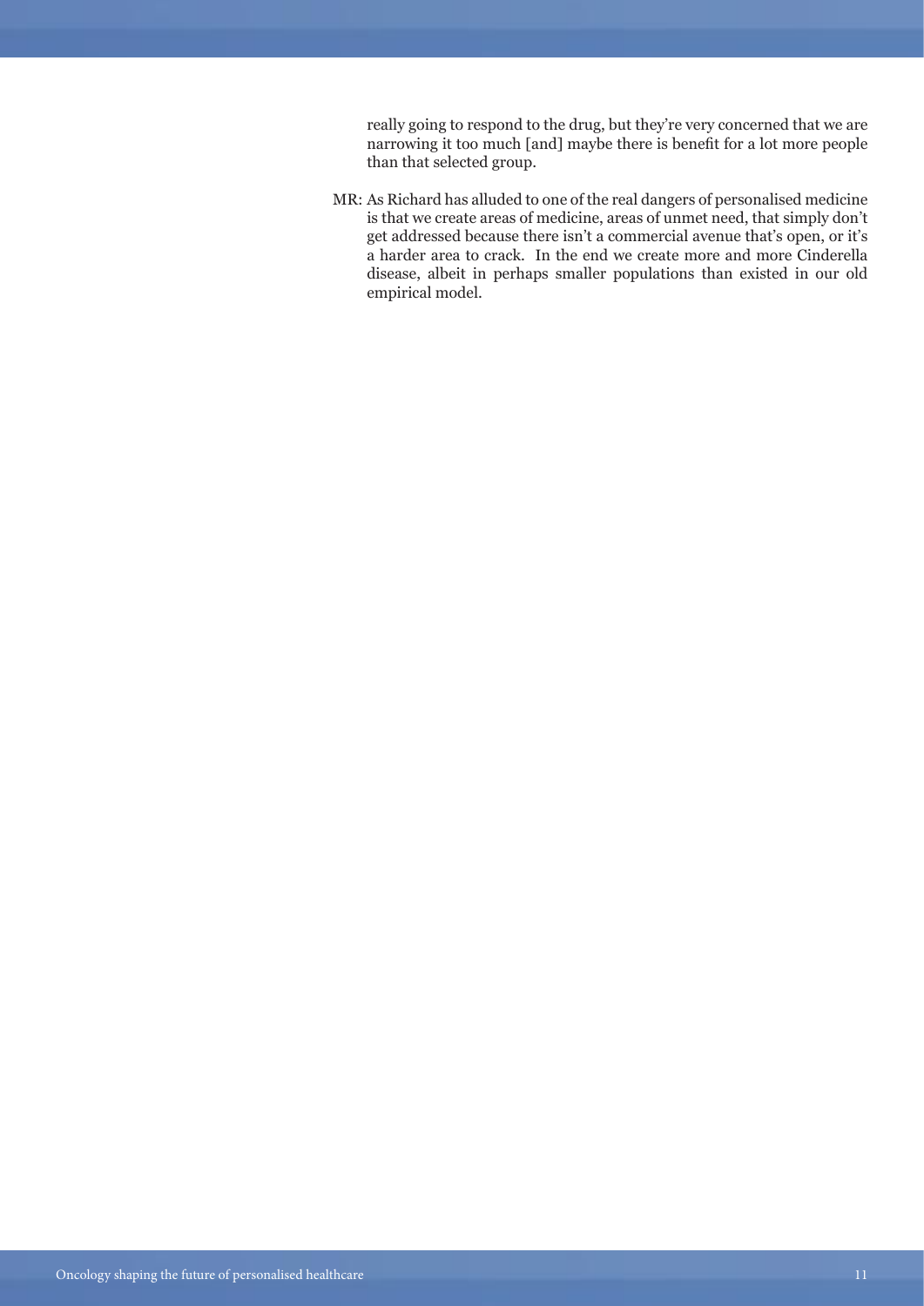really going to respond to the drug, but they're very concerned that we are narrowing it too much [and] maybe there is benefit for a lot more people than that selected group.

MR: As Richard has alluded to one of the real dangers of personalised medicine is that we create areas of medicine, areas of unmet need, that simply don't get addressed because there isn't a commercial avenue that's open, or it's a harder area to crack. In the end we create more and more Cinderella disease, albeit in perhaps smaller populations than existed in our old empirical model.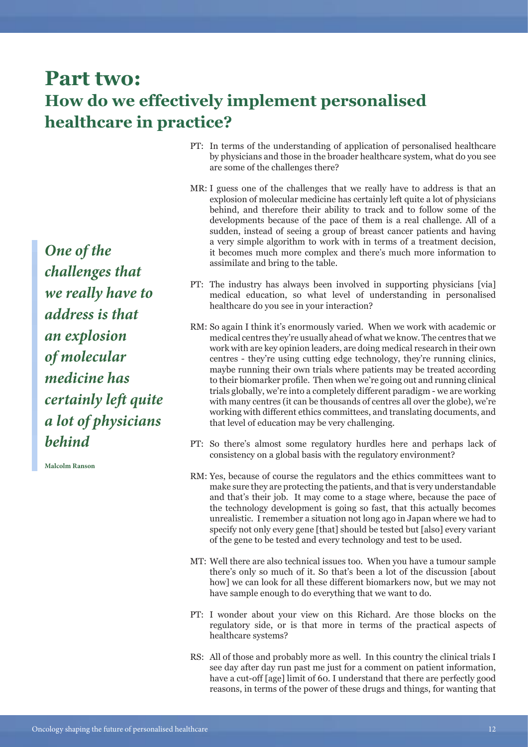# Part two:
## How do we effectively implement personalised healthcare in practice?

PT: In terms of the understanding of application of personalised healthcare by physicians and those in the broader healthcare system, what do you see are some of the challenges there?

MR: I guess one of the challenges that we really have to address is that an explosion of molecular medicine has certainly left quite a lot of physicians behind, and therefore their ability to track and to follow some of the developments because of the pace of them is a real challenge. All of a sudden, instead of seeing a group of breast cancer patients and having a very simple algorithm to work with in terms of a treatment decision, it becomes much more complex and there's much more information to assimilate and bring to the table.

> ***One of the challenges that we really have to address is that an explosion of molecular medicine has certainly left quite a lot of physicians behind***
>
> **Malcolm Ranson**

PT: The industry has always been involved in supporting physicians [via] medical education, so what level of understanding in personalised healthcare do you see in your interaction?

RM: So again I think it's enormously varied. When we work with academic or medical centres they're usually ahead of what we know. The centres that we work with are key opinion leaders, are doing medical research in their own centres - they're using cutting edge technology, they're running clinics, maybe running their own trials where patients may be treated according to their biomarker profile. Then when we're going out and running clinical trials globally, we're into a completely different paradigm - we are working with many centres (it can be thousands of centres all over the globe), we're working with different ethics committees, and translating documents, and that level of education may be very challenging.

PT: So there's almost some regulatory hurdles here and perhaps lack of consistency on a global basis with the regulatory environment?

RM: Yes, because of course the regulators and the ethics committees want to make sure they are protecting the patients, and that is very understandable and that's their job. It may come to a stage where, because the pace of the technology development is going so fast, that this actually becomes unrealistic. I remember a situation not long ago in Japan where we had to specify not only every gene [that] should be tested but [also] every variant of the gene to be tested and every technology and test to be used.

MT: Well there are also technical issues too. When you have a tumour sample there's only so much of it. So that's been a lot of the discussion [about how] we can look for all these different biomarkers now, but we may not have sample enough to do everything that we want to do.

PT: I wonder about your view on this Richard. Are those blocks on the regulatory side, or is that more in terms of the practical aspects of healthcare systems?

RS: All of those and probably more as well. In this country the clinical trials I see day after day run past me just for a comment on patient information, have a cut-off [age] limit of 60. I understand that there are perfectly good reasons, in terms of the power of these drugs and things, for wanting that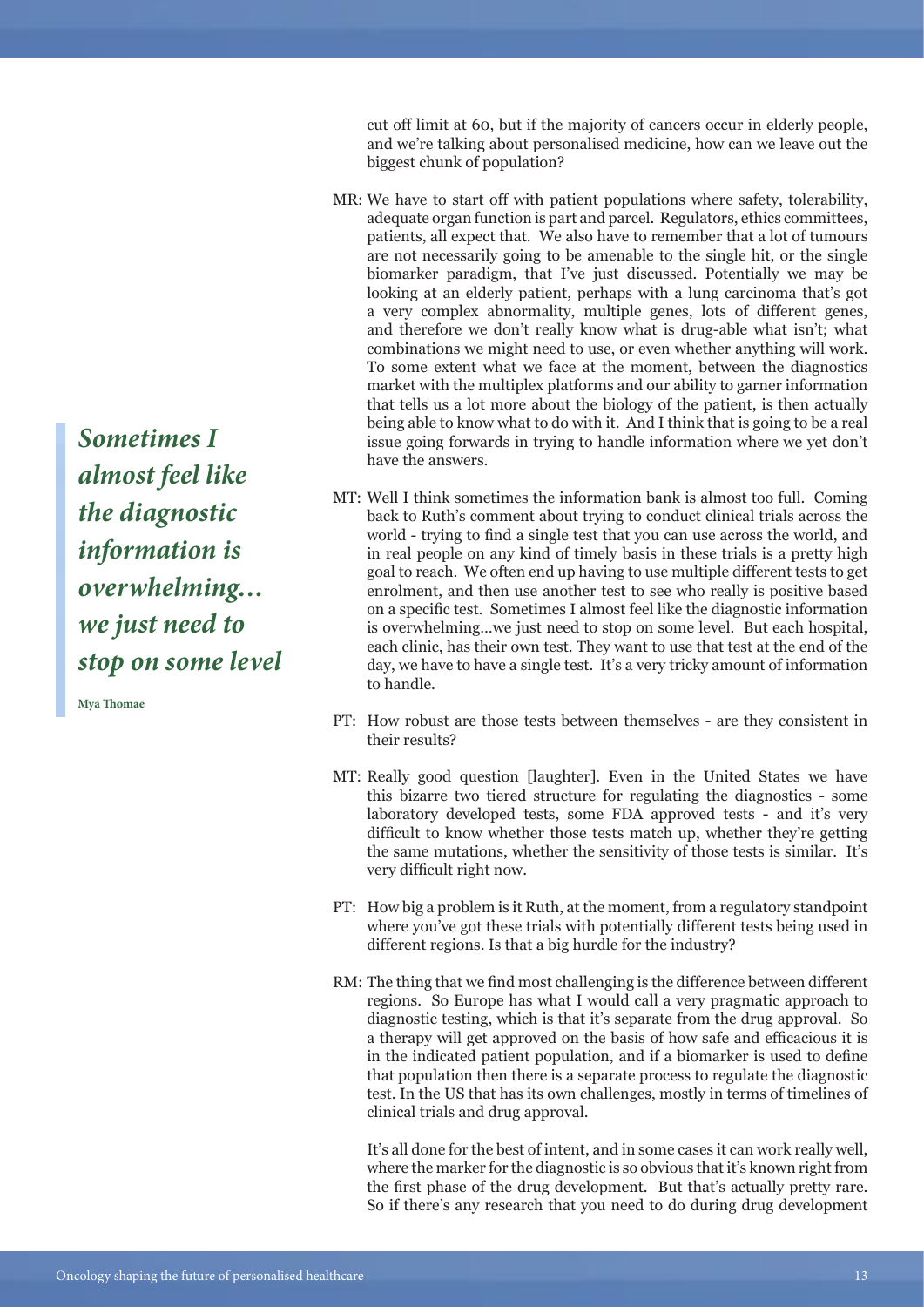cut off limit at 60, but if the majority of cancers occur in elderly people, and we're talking about personalised medicine, how can we leave out the biggest chunk of population?

MR: We have to start off with patient populations where safety, tolerability, adequate organ function is part and parcel. Regulators, ethics committees, patients, all expect that. We also have to remember that a lot of tumours are not necessarily going to be amenable to the single hit, or the single biomarker paradigm, that I've just discussed. Potentially we may be looking at an elderly patient, perhaps with a lung carcinoma that's got a very complex abnormality, multiple genes, lots of different genes, and therefore we don't really know what is drug-able what isn't; what combinations we might need to use, or even whether anything will work. To some extent what we face at the moment, between the diagnostics market with the multiplex platforms and our ability to garner information that tells us a lot more about the biology of the patient, is then actually being able to know what to do with it. And I think that is going to be a real issue going forwards in trying to handle information where we yet don't have the answers.

> ***Sometimes I almost feel like the diagnostic information is overwhelming… we just need to stop on some level***
>
> **Mya Thomae**

MT: Well I think sometimes the information bank is almost too full. Coming back to Ruth's comment about trying to conduct clinical trials across the world - trying to find a single test that you can use across the world, and in real people on any kind of timely basis in these trials is a pretty high goal to reach. We often end up having to use multiple different tests to get enrolment, and then use another test to see who really is positive based on a specific test. Sometimes I almost feel like the diagnostic information is overwhelming…we just need to stop on some level. But each hospital, each clinic, has their own test. They want to use that test at the end of the day, we have to have a single test. It's a very tricky amount of information to handle.

PT: How robust are those tests between themselves - are they consistent in their results?

MT: Really good question [laughter]. Even in the United States we have this bizarre two tiered structure for regulating the diagnostics - some laboratory developed tests, some FDA approved tests - and it's very difficult to know whether those tests match up, whether they're getting the same mutations, whether the sensitivity of those tests is similar. It's very difficult right now.

PT: How big a problem is it Ruth, at the moment, from a regulatory standpoint where you've got these trials with potentially different tests being used in different regions. Is that a big hurdle for the industry?

RM: The thing that we find most challenging is the difference between different regions. So Europe has what I would call a very pragmatic approach to diagnostic testing, which is that it's separate from the drug approval. So a therapy will get approved on the basis of how safe and efficacious it is in the indicated patient population, and if a biomarker is used to define that population then there is a separate process to regulate the diagnostic test. In the US that has its own challenges, mostly in terms of timelines of clinical trials and drug approval.

It's all done for the best of intent, and in some cases it can work really well, where the marker for the diagnostic is so obvious that it's known right from the first phase of the drug development. But that's actually pretty rare. So if there's any research that you need to do during drug development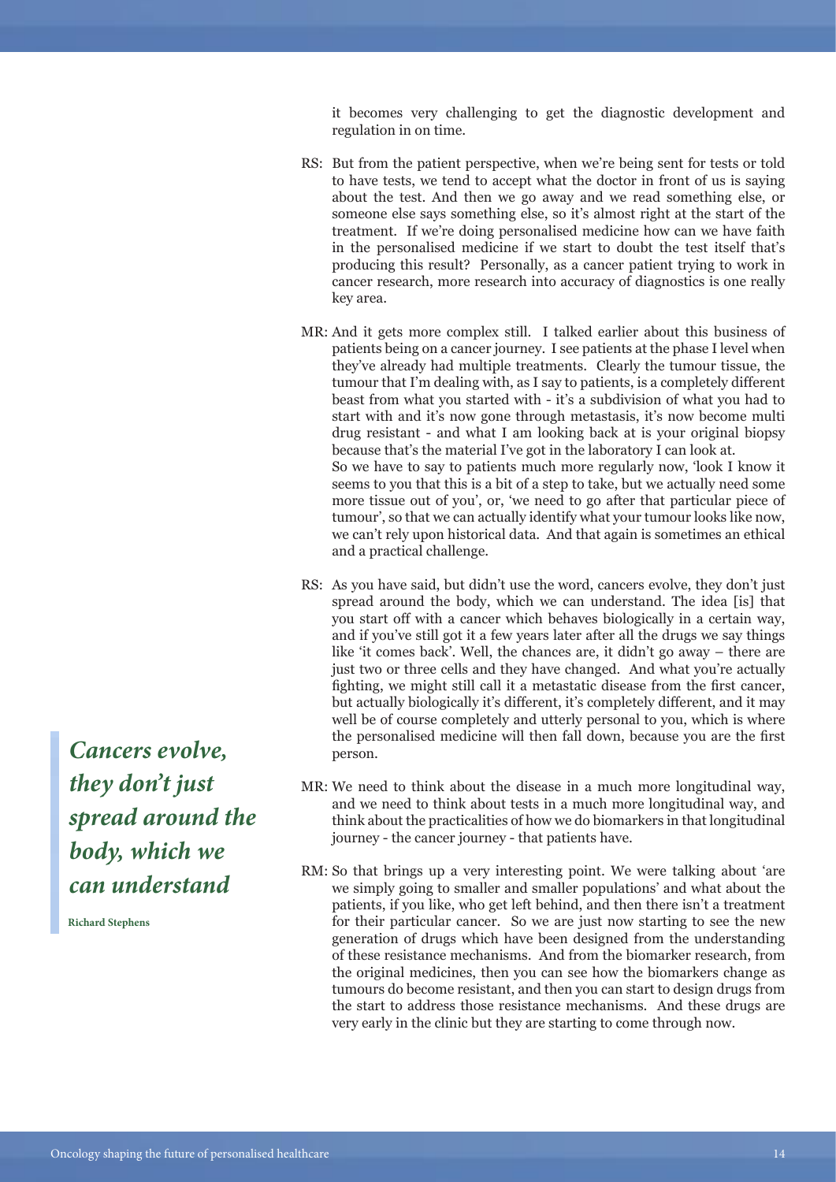it becomes very challenging to get the diagnostic development and regulation in on time.

RS: But from the patient perspective, when we're being sent for tests or told to have tests, we tend to accept what the doctor in front of us is saying about the test. And then we go away and we read something else, or someone else says something else, so it's almost right at the start of the treatment. If we're doing personalised medicine how can we have faith in the personalised medicine if we start to doubt the test itself that's producing this result? Personally, as a cancer patient trying to work in cancer research, more research into accuracy of diagnostics is one really key area.

MR: And it gets more complex still. I talked earlier about this business of patients being on a cancer journey. I see patients at the phase I level when they've already had multiple treatments. Clearly the tumour tissue, the tumour that I'm dealing with, as I say to patients, is a completely different beast from what you started with - it's a subdivision of what you had to start with and it's now gone through metastasis, it's now become multi drug resistant - and what I am looking back at is your original biopsy because that's the material I've got in the laboratory I can look at.
So we have to say to patients much more regularly now, 'look I know it seems to you that this is a bit of a step to take, but we actually need some more tissue out of you', or, 'we need to go after that particular piece of tumour', so that we can actually identify what your tumour looks like now, we can't rely upon historical data. And that again is sometimes an ethical and a practical challenge.

RS: As you have said, but didn't use the word, cancers evolve, they don't just spread around the body, which we can understand. The idea [is] that you start off with a cancer which behaves biologically in a certain way, and if you've still got it a few years later after all the drugs we say things like 'it comes back'. Well, the chances are, it didn't go away – there are just two or three cells and they have changed. And what you're actually fighting, we might still call it a metastatic disease from the first cancer, but actually biologically it's different, it's completely different, and it may well be of course completely and utterly personal to you, which is where the personalised medicine will then fall down, because you are the first person.

> ***Cancers evolve, they don't just spread around the body, which we can understand***
>
> **Richard Stephens**

MR: We need to think about the disease in a much more longitudinal way, and we need to think about tests in a much more longitudinal way, and think about the practicalities of how we do biomarkers in that longitudinal journey - the cancer journey - that patients have.

RM: So that brings up a very interesting point. We were talking about 'are we simply going to smaller and smaller populations' and what about the patients, if you like, who get left behind, and then there isn't a treatment for their particular cancer. So we are just now starting to see the new generation of drugs which have been designed from the understanding of these resistance mechanisms. And from the biomarker research, from the original medicines, then you can see how the biomarkers change as tumours do become resistant, and then you can start to design drugs from the start to address those resistance mechanisms. And these drugs are very early in the clinic but they are starting to come through now.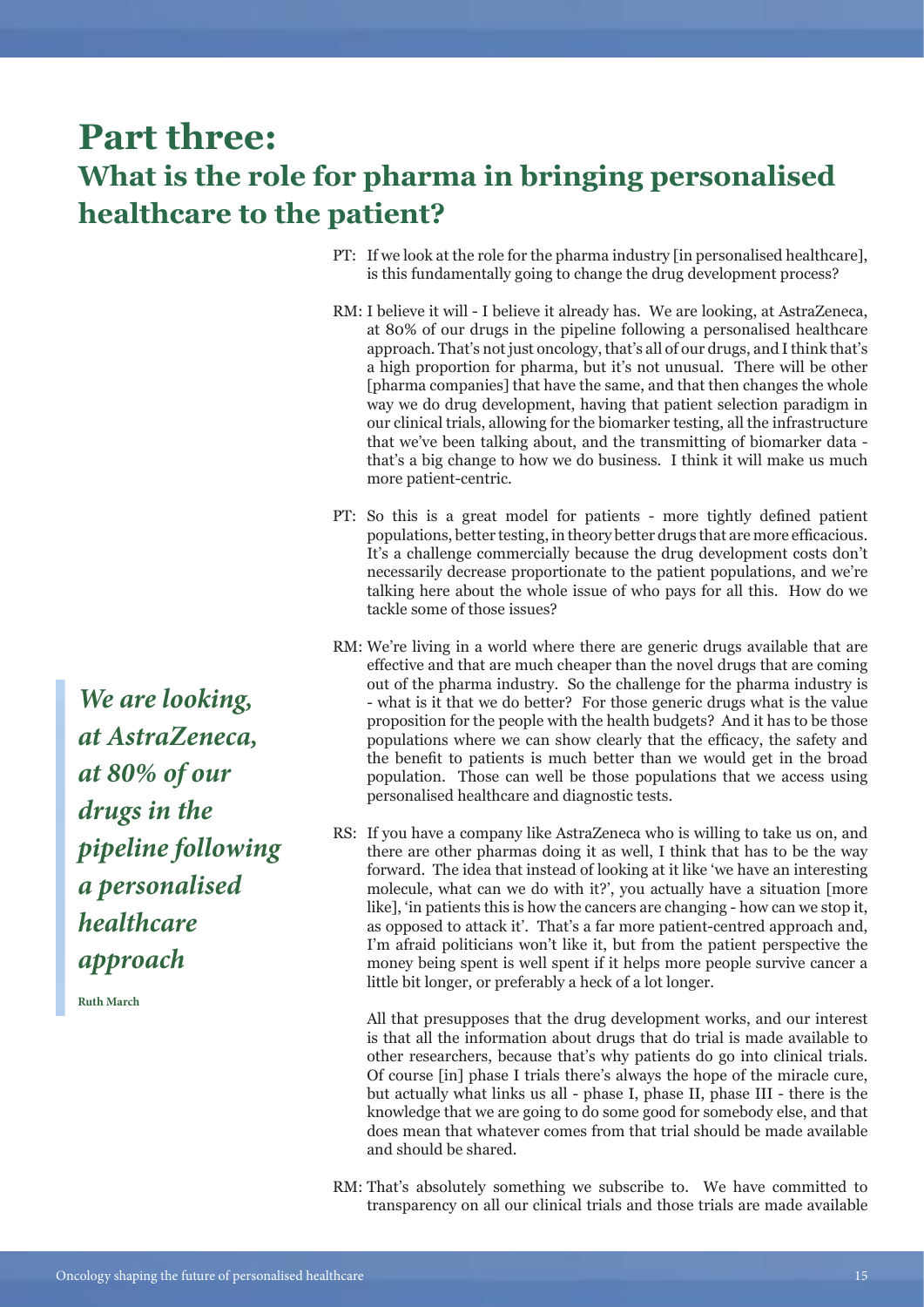# Part three:

## What is the role for pharma in bringing personalised healthcare to the patient?

PT: If we look at the role for the pharma industry [in personalised healthcare], is this fundamentally going to change the drug development process?

RM: I believe it will - I believe it already has. We are looking, at AstraZeneca, at 80% of our drugs in the pipeline following a personalised healthcare approach. That's not just oncology, that's all of our drugs, and I think that's a high proportion for pharma, but it's not unusual. There will be other [pharma companies] that have the same, and that then changes the whole way we do drug development, having that patient selection paradigm in our clinical trials, allowing for the biomarker testing, all the infrastructure that we've been talking about, and the transmitting of biomarker data - that's a big change to how we do business. I think it will make us much more patient-centric.

PT: So this is a great model for patients - more tightly defined patient populations, better testing, in theory better drugs that are more efficacious. It's a challenge commercially because the drug development costs don't necessarily decrease proportionate to the patient populations, and we're talking here about the whole issue of who pays for all this. How do we tackle some of those issues?

RM: We're living in a world where there are generic drugs available that are effective and that are much cheaper than the novel drugs that are coming out of the pharma industry. So the challenge for the pharma industry is - what is it that we do better? For those generic drugs what is the value proposition for the people with the health budgets? And it has to be those populations where we can show clearly that the efficacy, the safety and the benefit to patients is much better than we would get in the broad population. Those can well be those populations that we access using personalised healthcare and diagnostic tests.

> ***We are looking, at AstraZeneca, at 80% of our drugs in the pipeline following a personalised healthcare approach***
>
> **Ruth March**

RS: If you have a company like AstraZeneca who is willing to take us on, and there are other pharmas doing it as well, I think that has to be the way forward. The idea that instead of looking at it like 'we have an interesting molecule, what can we do with it?', you actually have a situation [more like], 'in patients this is how the cancers are changing - how can we stop it, as opposed to attack it'. That's a far more patient-centred approach and, I'm afraid politicians won't like it, but from the patient perspective the money being spent is well spent if it helps more people survive cancer a little bit longer, or preferably a heck of a lot longer.

All that presupposes that the drug development works, and our interest is that all the information about drugs that do trial is made available to other researchers, because that's why patients do go into clinical trials. Of course [in] phase I trials there's always the hope of the miracle cure, but actually what links us all - phase I, phase II, phase III - there is the knowledge that we are going to do some good for somebody else, and that does mean that whatever comes from that trial should be made available and should be shared.

RM: That's absolutely something we subscribe to. We have committed to transparency on all our clinical trials and those trials are made available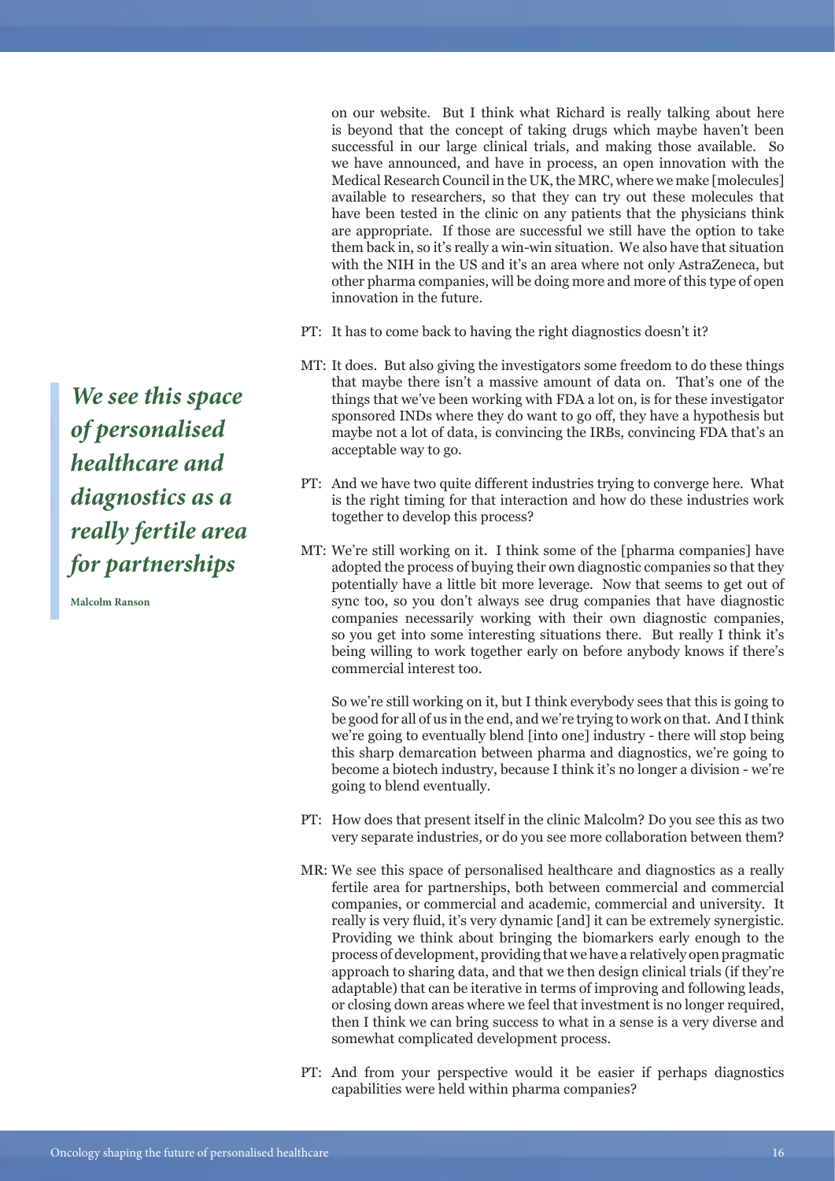on our website. But I think what Richard is really talking about here is beyond that the concept of taking drugs which maybe haven't been successful in our large clinical trials, and making those available. So we have announced, and have in process, an open innovation with the Medical Research Council in the UK, the MRC, where we make [molecules] available to researchers, so that they can try out these molecules that have been tested in the clinic on any patients that the physicians think are appropriate. If those are successful we still have the option to take them back in, so it's really a win-win situation. We also have that situation with the NIH in the US and it's an area where not only AstraZeneca, but other pharma companies, will be doing more and more of this type of open innovation in the future.

PT: It has to come back to having the right diagnostics doesn't it?

MT: It does. But also giving the investigators some freedom to do these things that maybe there isn't a massive amount of data on. That's one of the things that we've been working with FDA a lot on, is for these investigator sponsored INDs where they do want to go off, they have a hypothesis but maybe not a lot of data, is convincing the IRBs, convincing FDA that's an acceptable way to go.

PT: And we have two quite different industries trying to converge here. What is the right timing for that interaction and how do these industries work together to develop this process?

MT: We're still working on it. I think some of the [pharma companies] have adopted the process of buying their own diagnostic companies so that they potentially have a little bit more leverage. Now that seems to get out of sync too, so you don't always see drug companies that have diagnostic companies necessarily working with their own diagnostic companies, so you get into some interesting situations there. But really I think it's being willing to work together early on before anybody knows if there's commercial interest too.

So we're still working on it, but I think everybody sees that this is going to be good for all of us in the end, and we're trying to work on that. And I think we're going to eventually blend [into one] industry - there will stop being this sharp demarcation between pharma and diagnostics, we're going to become a biotech industry, because I think it's no longer a division - we're going to blend eventually.

PT: How does that present itself in the clinic Malcolm? Do you see this as two very separate industries, or do you see more collaboration between them?

> ***We see this space of personalised healthcare and diagnostics as a really fertile area for partnerships***
>
> **Malcolm Ranson**

MR: We see this space of personalised healthcare and diagnostics as a really fertile area for partnerships, both between commercial and commercial companies, or commercial and academic, commercial and university. It really is very fluid, it's very dynamic [and] it can be extremely synergistic. Providing we think about bringing the biomarkers early enough to the process of development, providing that we have a relatively open pragmatic approach to sharing data, and that we then design clinical trials (if they're adaptable) that can be iterative in terms of improving and following leads, or closing down areas where we feel that investment is no longer required, then I think we can bring success to what in a sense is a very diverse and somewhat complicated development process.

PT: And from your perspective would it be easier if perhaps diagnostics capabilities were held within pharma companies?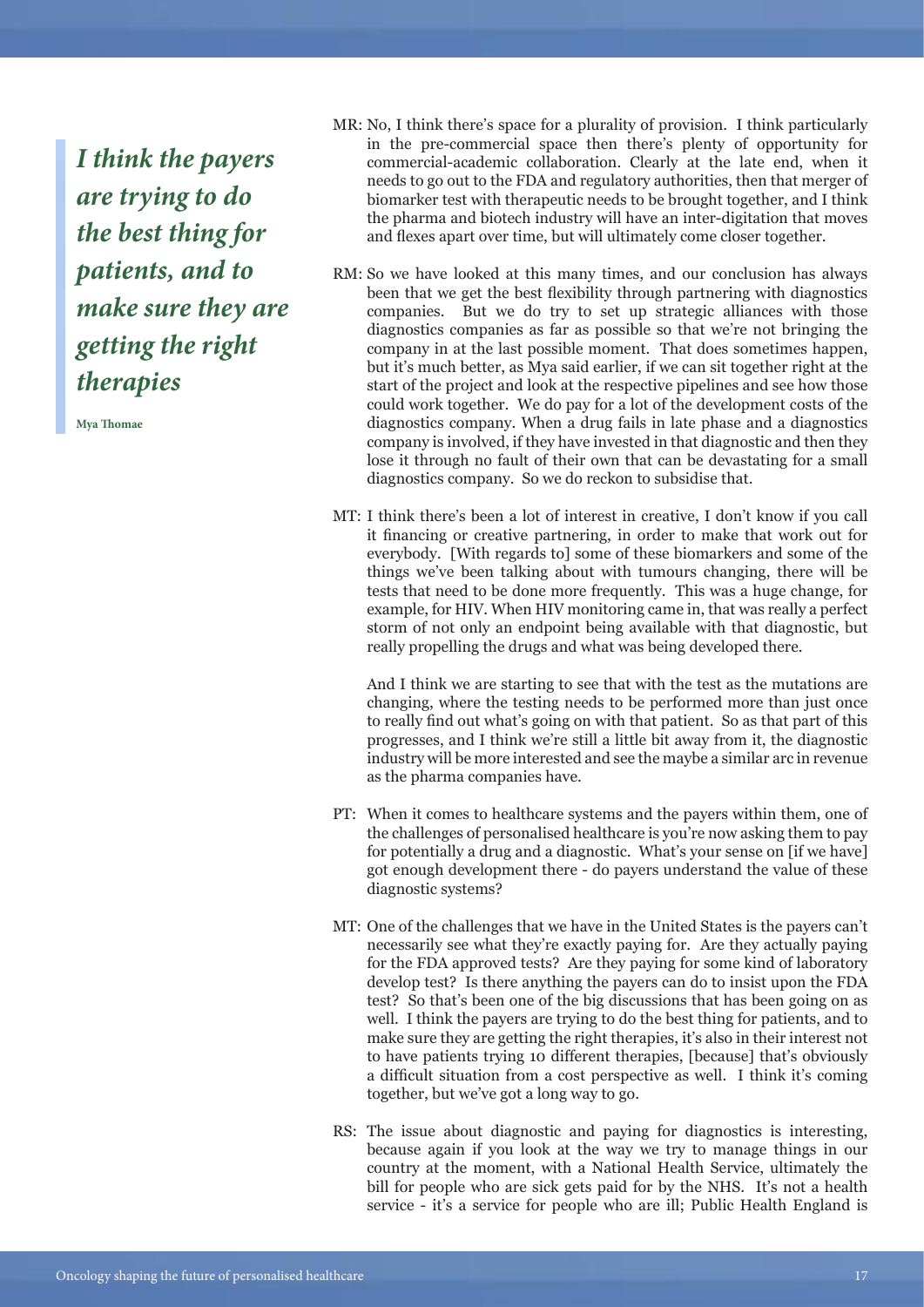> *I think the payers are trying to do the best thing for patients, and to make sure they are getting the right therapies*
>
> **Mya Thomae**

MR: No, I think there's space for a plurality of provision. I think particularly in the pre-commercial space then there's plenty of opportunity for commercial-academic collaboration. Clearly at the late end, when it needs to go out to the FDA and regulatory authorities, then that merger of biomarker test with therapeutic needs to be brought together, and I think the pharma and biotech industry will have an inter-digitation that moves and flexes apart over time, but will ultimately come closer together.

RM: So we have looked at this many times, and our conclusion has always been that we get the best flexibility through partnering with diagnostics companies. But we do try to set up strategic alliances with those diagnostics companies as far as possible so that we're not bringing the company in at the last possible moment. That does sometimes happen, but it's much better, as Mya said earlier, if we can sit together right at the start of the project and look at the respective pipelines and see how those could work together. We do pay for a lot of the development costs of the diagnostics company. When a drug fails in late phase and a diagnostics company is involved, if they have invested in that diagnostic and then they lose it through no fault of their own that can be devastating for a small diagnostics company. So we do reckon to subsidise that.

MT: I think there's been a lot of interest in creative, I don't know if you call it financing or creative partnering, in order to make that work out for everybody. [With regards to] some of these biomarkers and some of the things we've been talking about with tumours changing, there will be tests that need to be done more frequently. This was a huge change, for example, for HIV. When HIV monitoring came in, that was really a perfect storm of not only an endpoint being available with that diagnostic, but really propelling the drugs and what was being developed there.

And I think we are starting to see that with the test as the mutations are changing, where the testing needs to be performed more than just once to really find out what's going on with that patient. So as that part of this progresses, and I think we're still a little bit away from it, the diagnostic industry will be more interested and see the maybe a similar arc in revenue as the pharma companies have.

PT: When it comes to healthcare systems and the payers within them, one of the challenges of personalised healthcare is you're now asking them to pay for potentially a drug and a diagnostic. What's your sense on [if we have] got enough development there - do payers understand the value of these diagnostic systems?

MT: One of the challenges that we have in the United States is the payers can't necessarily see what they're exactly paying for. Are they actually paying for the FDA approved tests? Are they paying for some kind of laboratory develop test? Is there anything the payers can do to insist upon the FDA test? So that's been one of the big discussions that has been going on as well. I think the payers are trying to do the best thing for patients, and to make sure they are getting the right therapies, it's also in their interest not to have patients trying 10 different therapies, [because] that's obviously a difficult situation from a cost perspective as well. I think it's coming together, but we've got a long way to go.

RS: The issue about diagnostic and paying for diagnostics is interesting, because again if you look at the way we try to manage things in our country at the moment, with a National Health Service, ultimately the bill for people who are sick gets paid for by the NHS. It's not a health service - it's a service for people who are ill; Public Health England is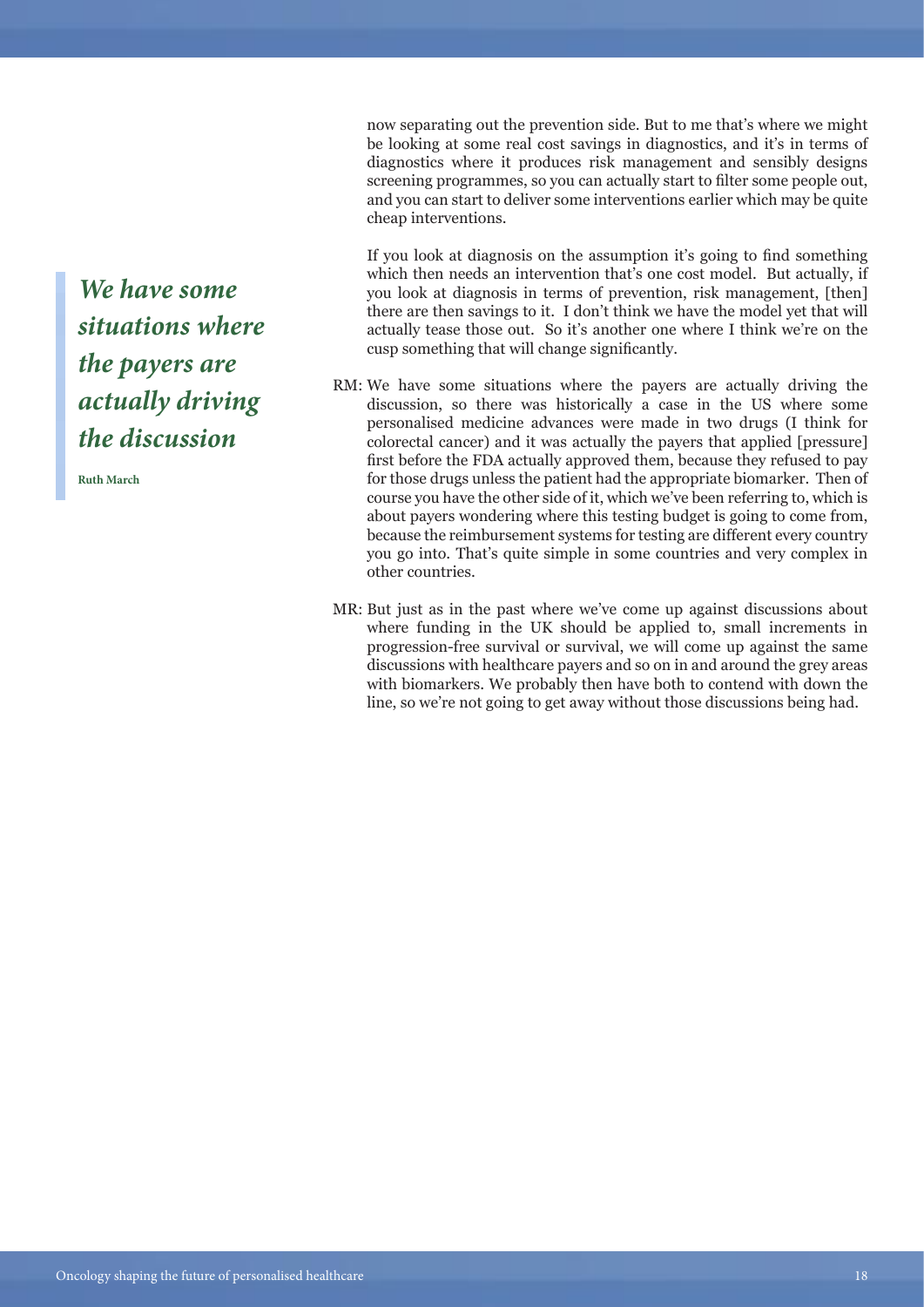now separating out the prevention side. But to me that's where we might be looking at some real cost savings in diagnostics, and it's in terms of diagnostics where it produces risk management and sensibly designs screening programmes, so you can actually start to filter some people out, and you can start to deliver some interventions earlier which may be quite cheap interventions.

If you look at diagnosis on the assumption it's going to find something which then needs an intervention that's one cost model. But actually, if you look at diagnosis in terms of prevention, risk management, [then] there are then savings to it. I don't think we have the model yet that will actually tease those out. So it's another one where I think we're on the cusp something that will change significantly.

> ***We have some situations where the payers are actually driving the discussion***
>
> **Ruth March**

RM: We have some situations where the payers are actually driving the discussion, so there was historically a case in the US where some personalised medicine advances were made in two drugs (I think for colorectal cancer) and it was actually the payers that applied [pressure] first before the FDA actually approved them, because they refused to pay for those drugs unless the patient had the appropriate biomarker. Then of course you have the other side of it, which we've been referring to, which is about payers wondering where this testing budget is going to come from, because the reimbursement systems for testing are different every country you go into. That's quite simple in some countries and very complex in other countries.

MR: But just as in the past where we've come up against discussions about where funding in the UK should be applied to, small increments in progression-free survival or survival, we will come up against the same discussions with healthcare payers and so on in and around the grey areas with biomarkers. We probably then have both to contend with down the line, so we're not going to get away without those discussions being had.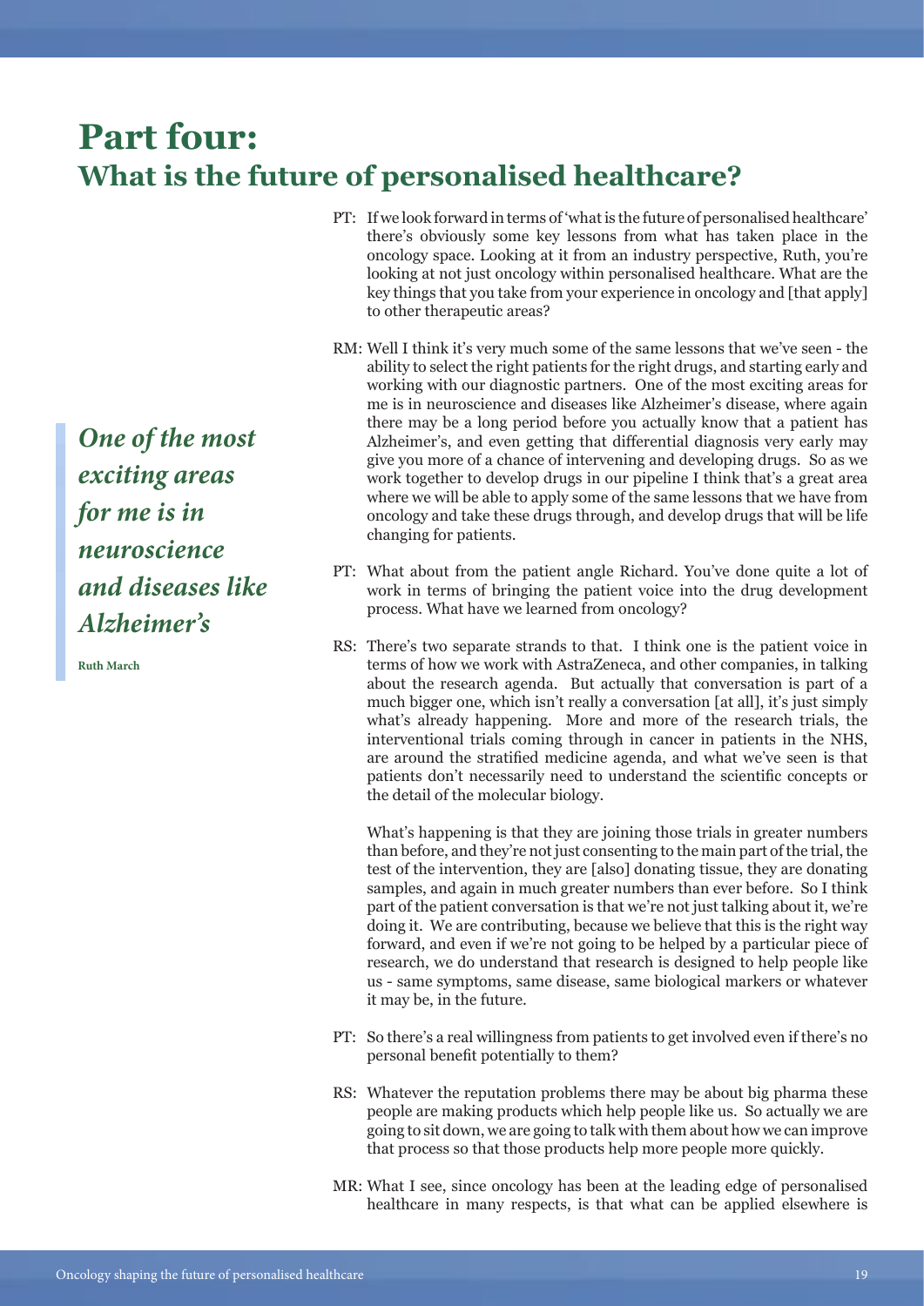# Part four:
## What is the future of personalised healthcare?

PT: If we look forward in terms of 'what is the future of personalised healthcare' there's obviously some key lessons from what has taken place in the oncology space. Looking at it from an industry perspective, Ruth, you're looking at not just oncology within personalised healthcare. What are the key things that you take from your experience in oncology and [that apply] to other therapeutic areas?

RM: Well I think it's very much some of the same lessons that we've seen - the ability to select the right patients for the right drugs, and starting early and working with our diagnostic partners. One of the most exciting areas for me is in neuroscience and diseases like Alzheimer's disease, where again there may be a long period before you actually know that a patient has Alzheimer's, and even getting that differential diagnosis very early may give you more of a chance of intervening and developing drugs. So as we work together to develop drugs in our pipeline I think that's a great area where we will be able to apply some of the same lessons that we have from oncology and take these drugs through, and develop drugs that will be life changing for patients.

> ***One of the most exciting areas for me is in neuroscience and diseases like Alzheimer's***
>
> **Ruth March**

PT: What about from the patient angle Richard. You've done quite a lot of work in terms of bringing the patient voice into the drug development process. What have we learned from oncology?

RS: There's two separate strands to that. I think one is the patient voice in terms of how we work with AstraZeneca, and other companies, in talking about the research agenda. But actually that conversation is part of a much bigger one, which isn't really a conversation [at all], it's just simply what's already happening. More and more of the research trials, the interventional trials coming through in cancer in patients in the NHS, are around the stratified medicine agenda, and what we've seen is that patients don't necessarily need to understand the scientific concepts or the detail of the molecular biology.

What's happening is that they are joining those trials in greater numbers than before, and they're not just consenting to the main part of the trial, the test of the intervention, they are [also] donating tissue, they are donating samples, and again in much greater numbers than ever before. So I think part of the patient conversation is that we're not just talking about it, we're doing it. We are contributing, because we believe that this is the right way forward, and even if we're not going to be helped by a particular piece of research, we do understand that research is designed to help people like us - same symptoms, same disease, same biological markers or whatever it may be, in the future.

PT: So there's a real willingness from patients to get involved even if there's no personal benefit potentially to them?

RS: Whatever the reputation problems there may be about big pharma these people are making products which help people like us. So actually we are going to sit down, we are going to talk with them about how we can improve that process so that those products help more people more quickly.

MR: What I see, since oncology has been at the leading edge of personalised healthcare in many respects, is that what can be applied elsewhere is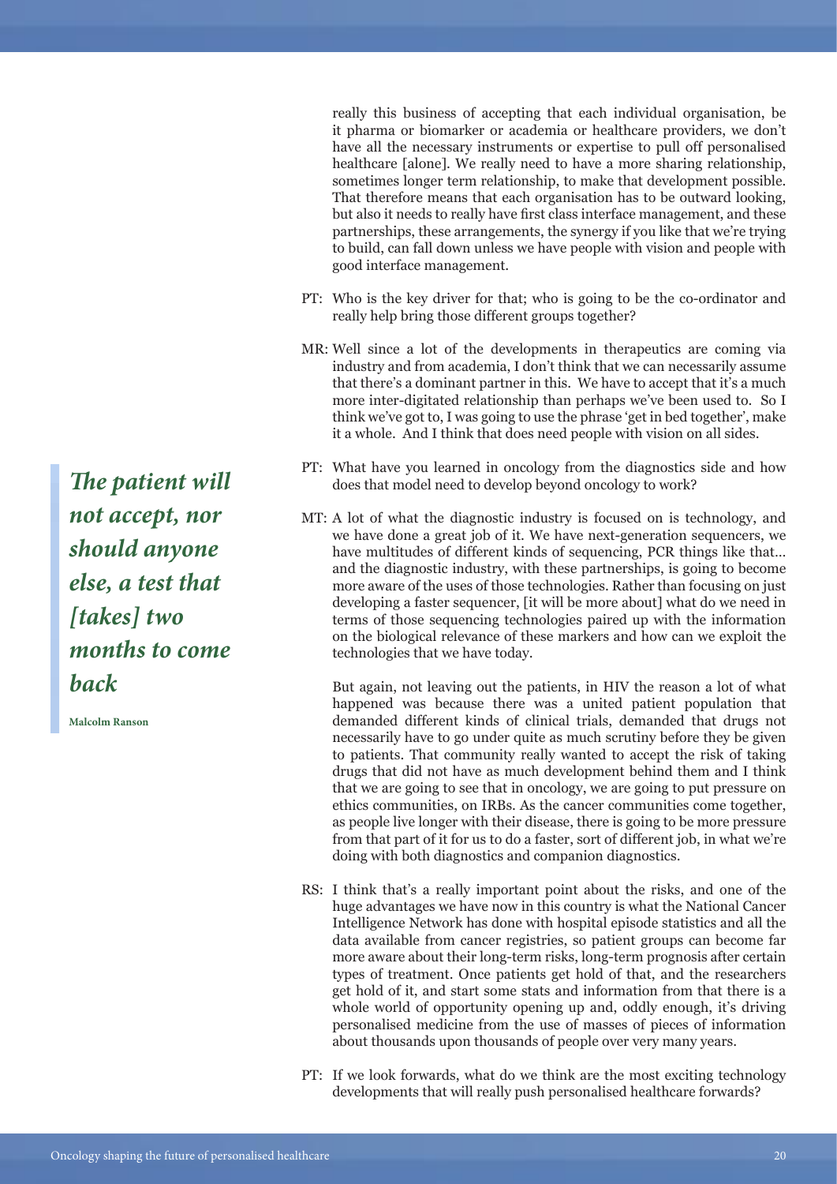really this business of accepting that each individual organisation, be it pharma or biomarker or academia or healthcare providers, we don't have all the necessary instruments or expertise to pull off personalised healthcare [alone]. We really need to have a more sharing relationship, sometimes longer term relationship, to make that development possible. That therefore means that each organisation has to be outward looking, but also it needs to really have first class interface management, and these partnerships, these arrangements, the synergy if you like that we're trying to build, can fall down unless we have people with vision and people with good interface management.

PT: Who is the key driver for that; who is going to be the co-ordinator and really help bring those different groups together?

MR: Well since a lot of the developments in therapeutics are coming via industry and from academia, I don't think that we can necessarily assume that there's a dominant partner in this. We have to accept that it's a much more inter-digitated relationship than perhaps we've been used to. So I think we've got to, I was going to use the phrase 'get in bed together', make it a whole. And I think that does need people with vision on all sides.

> ***The patient will not accept, nor should anyone else, a test that [takes] two months to come back***
>
> **Malcolm Ranson**

PT: What have you learned in oncology from the diagnostics side and how does that model need to develop beyond oncology to work?

MT: A lot of what the diagnostic industry is focused on is technology, and we have done a great job of it. We have next-generation sequencers, we have multitudes of different kinds of sequencing, PCR things like that... and the diagnostic industry, with these partnerships, is going to become more aware of the uses of those technologies. Rather than focusing on just developing a faster sequencer, [it will be more about] what do we need in terms of those sequencing technologies paired up with the information on the biological relevance of these markers and how can we exploit the technologies that we have today.

But again, not leaving out the patients, in HIV the reason a lot of what happened was because there was a united patient population that demanded different kinds of clinical trials, demanded that drugs not necessarily have to go under quite as much scrutiny before they be given to patients. That community really wanted to accept the risk of taking drugs that did not have as much development behind them and I think that we are going to see that in oncology, we are going to put pressure on ethics communities, on IRBs. As the cancer communities come together, as people live longer with their disease, there is going to be more pressure from that part of it for us to do a faster, sort of different job, in what we're doing with both diagnostics and companion diagnostics.

RS: I think that's a really important point about the risks, and one of the huge advantages we have now in this country is what the National Cancer Intelligence Network has done with hospital episode statistics and all the data available from cancer registries, so patient groups can become far more aware about their long-term risks, long-term prognosis after certain types of treatment. Once patients get hold of that, and the researchers get hold of it, and start some stats and information from that there is a whole world of opportunity opening up and, oddly enough, it's driving personalised medicine from the use of masses of pieces of information about thousands upon thousands of people over very many years.

PT: If we look forwards, what do we think are the most exciting technology developments that will really push personalised healthcare forwards?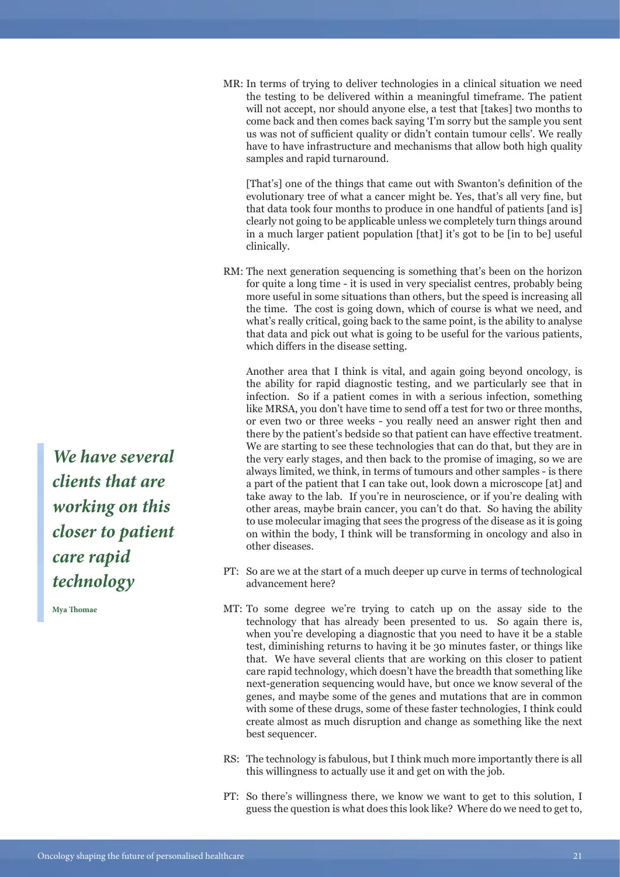MR: In terms of trying to deliver technologies in a clinical situation we need the testing to be delivered within a meaningful timeframe. The patient will not accept, nor should anyone else, a test that [takes] two months to come back and then comes back saying 'I'm sorry but the sample you sent us was not of sufficient quality or didn't contain tumour cells'. We really have to have infrastructure and mechanisms that allow both high quality samples and rapid turnaround.

[That's] one of the things that came out with Swanton's definition of the evolutionary tree of what a cancer might be. Yes, that's all very fine, but that data took four months to produce in one handful of patients [and is] clearly not going to be applicable unless we completely turn things around in a much larger patient population [that] it's got to be [in to be] useful clinically.

RM: The next generation sequencing is something that's been on the horizon for quite a long time - it is used in very specialist centres, probably being more useful in some situations than others, but the speed is increasing all the time. The cost is going down, which of course is what we need, and what's really critical, going back to the same point, is the ability to analyse that data and pick out what is going to be useful for the various patients, which differs in the disease setting.

Another area that I think is vital, and again going beyond oncology, is the ability for rapid diagnostic testing, and we particularly see that in infection. So if a patient comes in with a serious infection, something like MRSA, you don't have time to send off a test for two or three months, or even two or three weeks - you really need an answer right then and there by the patient's bedside so that patient can have effective treatment. We are starting to see these technologies that can do that, but they are in the very early stages, and then back to the promise of imaging, so we are always limited, we think, in terms of tumours and other samples - is there a part of the patient that I can take out, look down a microscope [at] and take away to the lab. If you're in neuroscience, or if you're dealing with other areas, maybe brain cancer, you can't do that. So having the ability to use molecular imaging that sees the progress of the disease as it is going on within the body, I think will be transforming in oncology and also in other diseases.

> ***We have several clients that are working on this closer to patient care rapid technology***
>
> **Mya Thomae**

PT: So are we at the start of a much deeper up curve in terms of technological advancement here?

MT: To some degree we're trying to catch up on the assay side to the technology that has already been presented to us. So again there is, when you're developing a diagnostic that you need to have it be a stable test, diminishing returns to having it be 30 minutes faster, or things like that. We have several clients that are working on this closer to patient care rapid technology, which doesn't have the breadth that something like next-generation sequencing would have, but once we know several of the genes, and maybe some of the genes and mutations that are in common with some of these drugs, some of these faster technologies, I think could create almost as much disruption and change as something like the next best sequencer.

RS: The technology is fabulous, but I think much more importantly there is all this willingness to actually use it and get on with the job.

PT: So there's willingness there, we know we want to get to this solution, I guess the question is what does this look like? Where do we need to get to,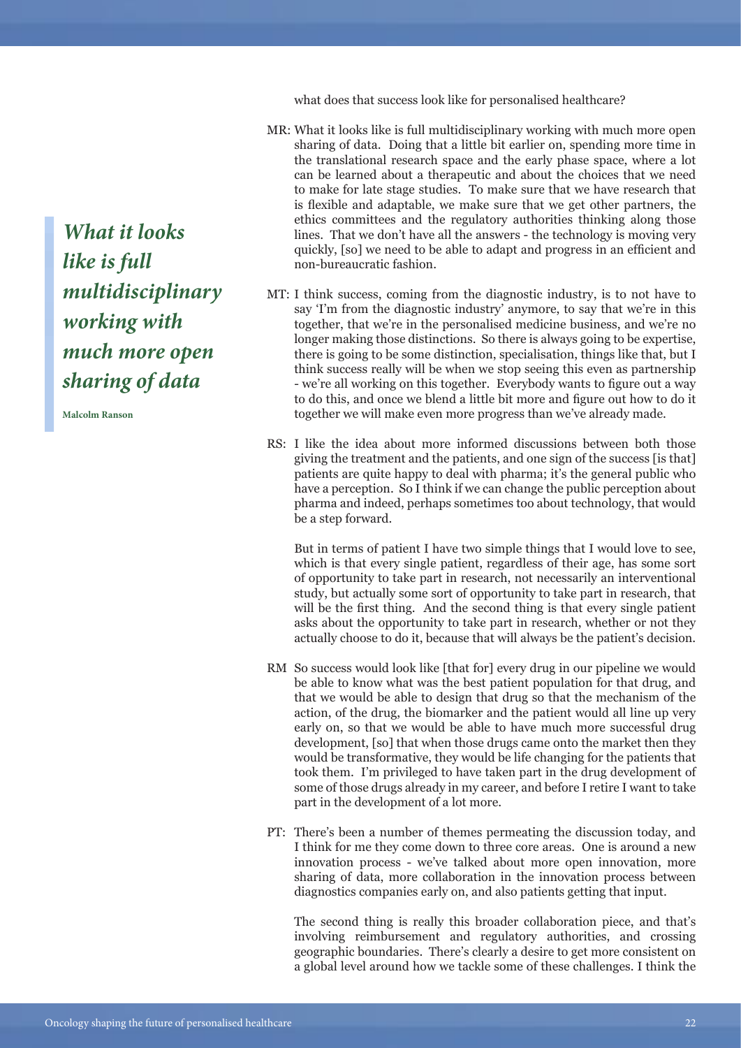what does that success look like for personalised healthcare?

MR: What it looks like is full multidisciplinary working with much more open sharing of data. Doing that a little bit earlier on, spending more time in the translational research space and the early phase space, where a lot can be learned about a therapeutic and about the choices that we need to make for late stage studies. To make sure that we have research that is flexible and adaptable, we make sure that we get other partners, the ethics committees and the regulatory authorities thinking along those lines. That we don't have all the answers - the technology is moving very quickly, [so] we need to be able to adapt and progress in an efficient and non-bureaucratic fashion.

> ***What it looks like is full multidisciplinary working with much more open sharing of data***
>
> **Malcolm Ranson**

MT: I think success, coming from the diagnostic industry, is to not have to say 'I'm from the diagnostic industry' anymore, to say that we're in this together, that we're in the personalised medicine business, and we're no longer making those distinctions. So there is always going to be expertise, there is going to be some distinction, specialisation, things like that, but I think success really will be when we stop seeing this even as partnership - we're all working on this together. Everybody wants to figure out a way to do this, and once we blend a little bit more and figure out how to do it together we will make even more progress than we've already made.

RS: I like the idea about more informed discussions between both those giving the treatment and the patients, and one sign of the success [is that] patients are quite happy to deal with pharma; it's the general public who have a perception. So I think if we can change the public perception about pharma and indeed, perhaps sometimes too about technology, that would be a step forward.

But in terms of patient I have two simple things that I would love to see, which is that every single patient, regardless of their age, has some sort of opportunity to take part in research, not necessarily an interventional study, but actually some sort of opportunity to take part in research, that will be the first thing. And the second thing is that every single patient asks about the opportunity to take part in research, whether or not they actually choose to do it, because that will always be the patient's decision.

RM So success would look like [that for] every drug in our pipeline we would be able to know what was the best patient population for that drug, and that we would be able to design that drug so that the mechanism of the action, of the drug, the biomarker and the patient would all line up very early on, so that we would be able to have much more successful drug development, [so] that when those drugs came onto the market then they would be transformative, they would be life changing for the patients that took them. I'm privileged to have taken part in the drug development of some of those drugs already in my career, and before I retire I want to take part in the development of a lot more.

PT: There's been a number of themes permeating the discussion today, and I think for me they come down to three core areas. One is around a new innovation process - we've talked about more open innovation, more sharing of data, more collaboration in the innovation process between diagnostics companies early on, and also patients getting that input.

The second thing is really this broader collaboration piece, and that's involving reimbursement and regulatory authorities, and crossing geographic boundaries. There's clearly a desire to get more consistent on a global level around how we tackle some of these challenges. I think the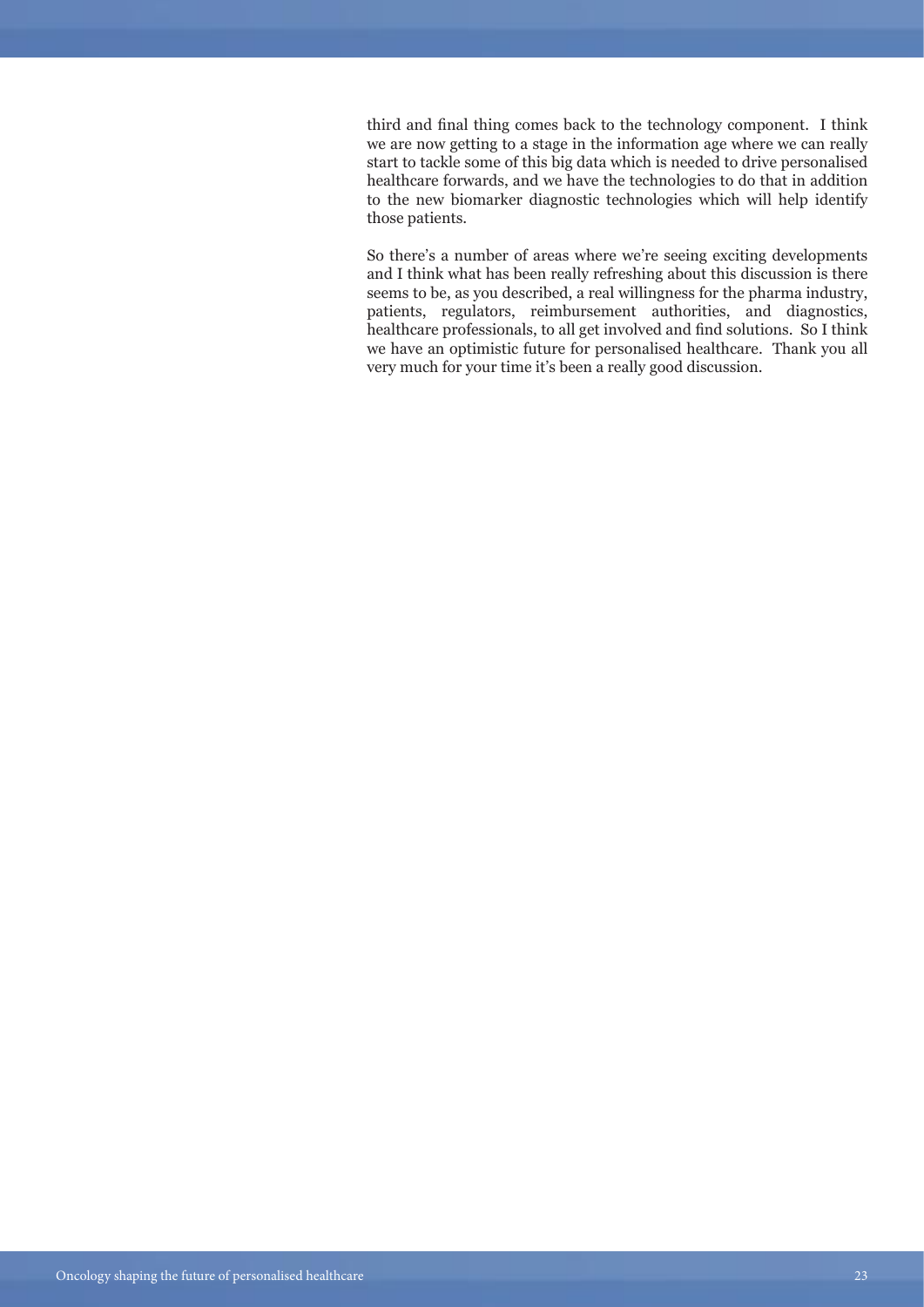third and final thing comes back to the technology component. I think we are now getting to a stage in the information age where we can really start to tackle some of this big data which is needed to drive personalised healthcare forwards, and we have the technologies to do that in addition to the new biomarker diagnostic technologies which will help identify those patients.

So there's a number of areas where we're seeing exciting developments and I think what has been really refreshing about this discussion is there seems to be, as you described, a real willingness for the pharma industry, patients, regulators, reimbursement authorities, and diagnostics, healthcare professionals, to all get involved and find solutions. So I think we have an optimistic future for personalised healthcare. Thank you all very much for your time it's been a really good discussion.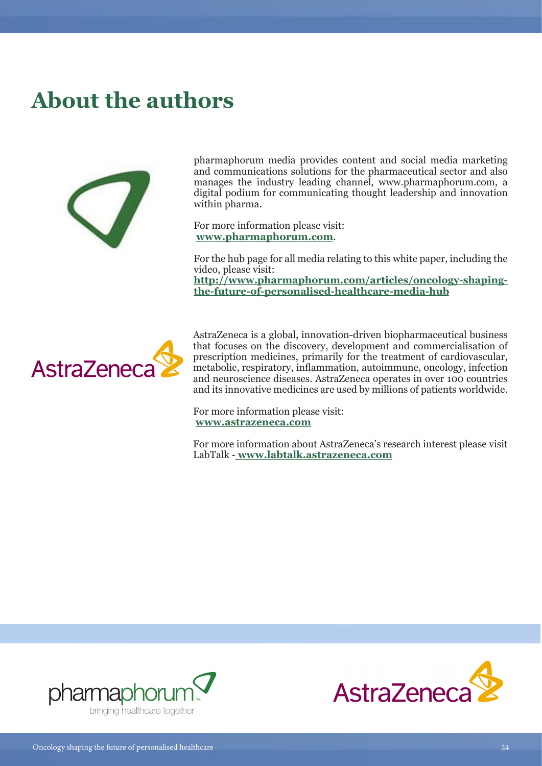# About the authors

pharmaphorum media provides content and social media marketing and communications solutions for the pharmaceutical sector and also manages the industry leading channel, www.pharmaphorum.com, a digital podium for communicating thought leadership and innovation within pharma.

For more information please visit:
**www.pharmaphorum.com**.

For the hub page for all media relating to this white paper, including the video, please visit:
**http://www.pharmaphorum.com/articles/oncology-shaping-the-future-of-personalised-healthcare-media-hub**

AstraZeneca is a global, innovation-driven biopharmaceutical business that focuses on the discovery, development and commercialisation of prescription medicines, primarily for the treatment of cardiovascular, metabolic, respiratory, inflammation, autoimmune, oncology, infection and neuroscience diseases. AstraZeneca operates in over 100 countries and its innovative medicines are used by millions of patients worldwide.

For more information please visit:
**www.astrazeneca.com**

For more information about AstraZeneca's research interest please visit LabTalk - **www.labtalk.astrazeneca.com**